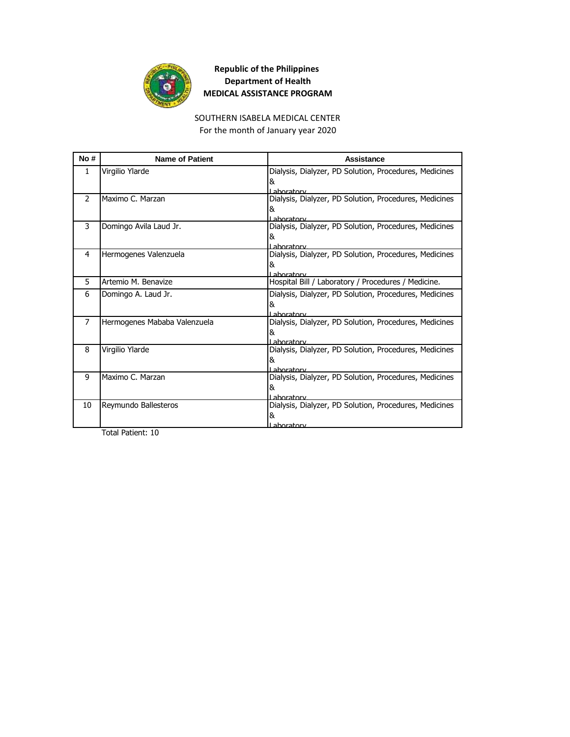**Republic of the Philippines**
**Department of Health**
**MEDICAL ASSISTANCE PROGRAM**

SOUTHERN ISABELA MEDICAL CENTER
For the month of January year 2020

| No # | Name of Patient | Assistance |
|---|---|---|
| 1 | Virgilio Ylarde | Dialysis, Dialyzer, PD Solution, Procedures, Medicines & Laboratory |
| 2 | Maximo C. Marzan | Dialysis, Dialyzer, PD Solution, Procedures, Medicines & Laboratory |
| 3 | Domingo Avila Laud Jr. | Dialysis, Dialyzer, PD Solution, Procedures, Medicines & Laboratory |
| 4 | Hermogenes Valenzuela | Dialysis, Dialyzer, PD Solution, Procedures, Medicines & Laboratory |
| 5 | Artemio M. Benavize | Hospital Bill / Laboratory / Procedures / Medicine. |
| 6 | Domingo A. Laud Jr. | Dialysis, Dialyzer, PD Solution, Procedures, Medicines & Laboratory |
| 7 | Hermogenes Mababa Valenzuela | Dialysis, Dialyzer, PD Solution, Procedures, Medicines & Laboratory |
| 8 | Virgilio Ylarde | Dialysis, Dialyzer, PD Solution, Procedures, Medicines & Laboratory |
| 9 | Maximo C. Marzan | Dialysis, Dialyzer, PD Solution, Procedures, Medicines & Laboratory |
| 10 | Reymundo Ballesteros | Dialysis, Dialyzer, PD Solution, Procedures, Medicines & Laboratory |

Total Patient: 10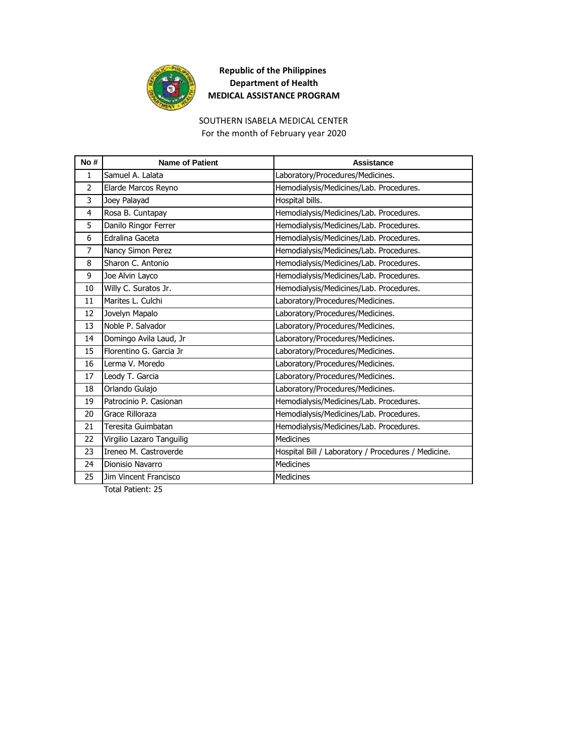**Republic of the Philippines**
**Department of Health**
**MEDICAL ASSISTANCE PROGRAM**

SOUTHERN ISABELA MEDICAL CENTER
For the month of February year 2020

| No # | Name of Patient | Assistance |
| --- | --- | --- |
| 1 | Samuel A. Lalata | Laboratory/Procedures/Medicines. |
| 2 | Elarde Marcos Reyno | Hemodialysis/Medicines/Lab. Procedures. |
| 3 | Joey Palayad | Hospital bills. |
| 4 | Rosa B. Cuntapay | Hemodialysis/Medicines/Lab. Procedures. |
| 5 | Danilo Ringor Ferrer | Hemodialysis/Medicines/Lab. Procedures. |
| 6 | Edralina Gaceta | Hemodialysis/Medicines/Lab. Procedures. |
| 7 | Nancy Simon Perez | Hemodialysis/Medicines/Lab. Procedures. |
| 8 | Sharon C. Antonio | Hemodialysis/Medicines/Lab. Procedures. |
| 9 | Joe Alvin Layco | Hemodialysis/Medicines/Lab. Procedures. |
| 10 | Willy C. Suratos Jr. | Hemodialysis/Medicines/Lab. Procedures. |
| 11 | Marites L. Culchi | Laboratory/Procedures/Medicines. |
| 12 | Jovelyn Mapalo | Laboratory/Procedures/Medicines. |
| 13 | Noble P. Salvador | Laboratory/Procedures/Medicines. |
| 14 | Domingo Avila Laud, Jr | Laboratory/Procedures/Medicines. |
| 15 | Florentino G. Garcia Jr | Laboratory/Procedures/Medicines. |
| 16 | Lerma V. Moredo | Laboratory/Procedures/Medicines. |
| 17 | Leody T. Garcia | Laboratory/Procedures/Medicines. |
| 18 | Orlando Gulajo | Laboratory/Procedures/Medicines. |
| 19 | Patrocinio P. Casionan | Hemodialysis/Medicines/Lab. Procedures. |
| 20 | Grace Rilloraza | Hemodialysis/Medicines/Lab. Procedures. |
| 21 | Teresita Guimbatan | Hemodialysis/Medicines/Lab. Procedures. |
| 22 | Virgilio Lazaro Tanguilig | Medicines |
| 23 | Ireneo M. Castroverde | Hospital Bill / Laboratory / Procedures / Medicine. |
| 24 | Dionisio Navarro | Medicines |
| 25 | Jim Vincent Francisco | Medicines |

Total Patient: 25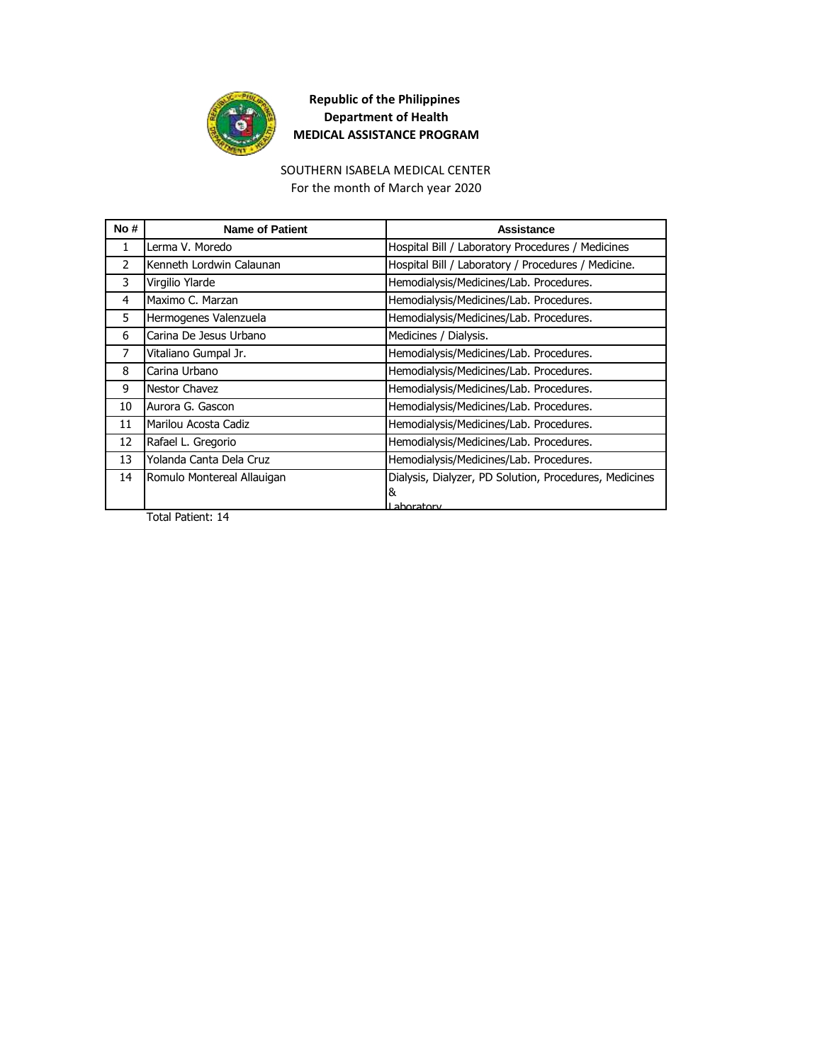**Republic of the Philippines**
**Department of Health**
**MEDICAL ASSISTANCE PROGRAM**

SOUTHERN ISABELA MEDICAL CENTER
For the month of March year 2020

| No # | Name of Patient | Assistance |
|---|---|---|
| 1 | Lerma V. Moredo | Hospital Bill / Laboratory Procedures / Medicines |
| 2 | Kenneth Lordwin Calaunan | Hospital Bill / Laboratory / Procedures / Medicine. |
| 3 | Virgilio Ylarde | Hemodialysis/Medicines/Lab. Procedures. |
| 4 | Maximo C. Marzan | Hemodialysis/Medicines/Lab. Procedures. |
| 5 | Hermogenes Valenzuela | Hemodialysis/Medicines/Lab. Procedures. |
| 6 | Carina De Jesus Urbano | Medicines / Dialysis. |
| 7 | Vitaliano Gumpal Jr. | Hemodialysis/Medicines/Lab. Procedures. |
| 8 | Carina Urbano | Hemodialysis/Medicines/Lab. Procedures. |
| 9 | Nestor Chavez | Hemodialysis/Medicines/Lab. Procedures. |
| 10 | Aurora G. Gascon | Hemodialysis/Medicines/Lab. Procedures. |
| 11 | Marilou Acosta Cadiz | Hemodialysis/Medicines/Lab. Procedures. |
| 12 | Rafael L. Gregorio | Hemodialysis/Medicines/Lab. Procedures. |
| 13 | Yolanda Canta Dela Cruz | Hemodialysis/Medicines/Lab. Procedures. |
| 14 | Romulo Montereal Allauigan | Dialysis, Dialyzer, PD Solution, Procedures, Medicines & Laboratory |

Total Patient: 14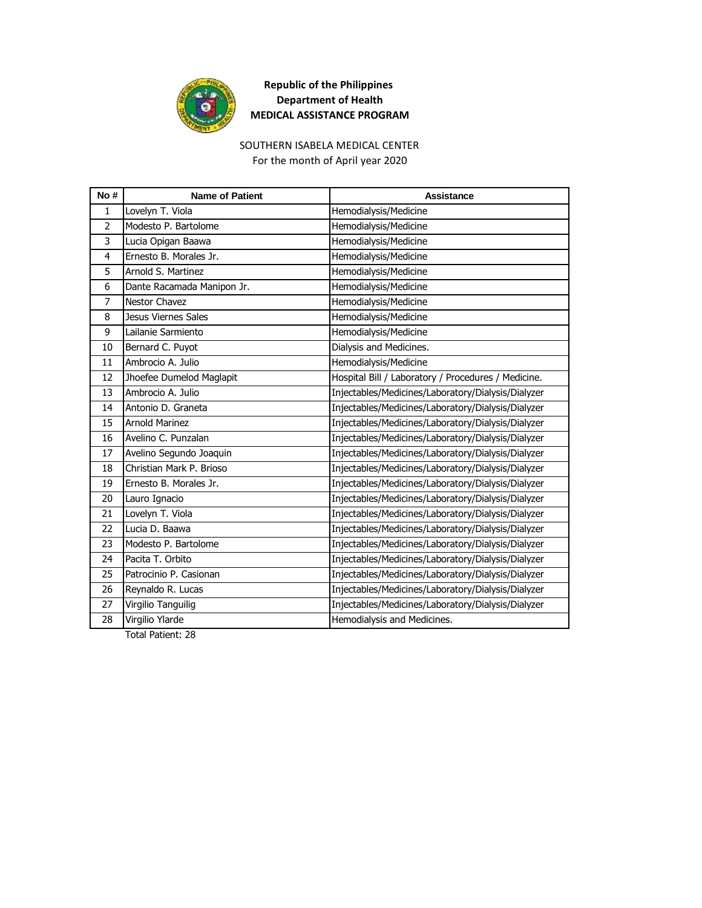**Republic of the Philippines**
**Department of Health**
**MEDICAL ASSISTANCE PROGRAM**

SOUTHERN ISABELA MEDICAL CENTER
For the month of April year 2020

| No # | Name of Patient | Assistance |
|---|---|---|
| 1 | Lovelyn T. Viola | Hemodialysis/Medicine |
| 2 | Modesto P. Bartolome | Hemodialysis/Medicine |
| 3 | Lucia Opigan Baawa | Hemodialysis/Medicine |
| 4 | Ernesto B. Morales Jr. | Hemodialysis/Medicine |
| 5 | Arnold S. Martinez | Hemodialysis/Medicine |
| 6 | Dante Racamada Manipon Jr. | Hemodialysis/Medicine |
| 7 | Nestor Chavez | Hemodialysis/Medicine |
| 8 | Jesus Viernes Sales | Hemodialysis/Medicine |
| 9 | Lailanie Sarmiento | Hemodialysis/Medicine |
| 10 | Bernard C. Puyot | Dialysis and Medicines. |
| 11 | Ambrocio A. Julio | Hemodialysis/Medicine |
| 12 | Jhoefee Dumelod Maglapit | Hospital Bill / Laboratory / Procedures / Medicine. |
| 13 | Ambrocio A. Julio | Injectables/Medicines/Laboratory/Dialysis/Dialyzer |
| 14 | Antonio D. Graneta | Injectables/Medicines/Laboratory/Dialysis/Dialyzer |
| 15 | Arnold Marinez | Injectables/Medicines/Laboratory/Dialysis/Dialyzer |
| 16 | Avelino C. Punzalan | Injectables/Medicines/Laboratory/Dialysis/Dialyzer |
| 17 | Avelino Segundo Joaquin | Injectables/Medicines/Laboratory/Dialysis/Dialyzer |
| 18 | Christian Mark P. Brioso | Injectables/Medicines/Laboratory/Dialysis/Dialyzer |
| 19 | Ernesto B. Morales Jr. | Injectables/Medicines/Laboratory/Dialysis/Dialyzer |
| 20 | Lauro Ignacio | Injectables/Medicines/Laboratory/Dialysis/Dialyzer |
| 21 | Lovelyn T. Viola | Injectables/Medicines/Laboratory/Dialysis/Dialyzer |
| 22 | Lucia D. Baawa | Injectables/Medicines/Laboratory/Dialysis/Dialyzer |
| 23 | Modesto P. Bartolome | Injectables/Medicines/Laboratory/Dialysis/Dialyzer |
| 24 | Pacita T. Orbito | Injectables/Medicines/Laboratory/Dialysis/Dialyzer |
| 25 | Patrocinio P. Casionan | Injectables/Medicines/Laboratory/Dialysis/Dialyzer |
| 26 | Reynaldo R. Lucas | Injectables/Medicines/Laboratory/Dialysis/Dialyzer |
| 27 | Virgilio Tanguilig | Injectables/Medicines/Laboratory/Dialysis/Dialyzer |
| 28 | Virgilio Ylarde | Hemodialysis and Medicines. |

Total Patient: 28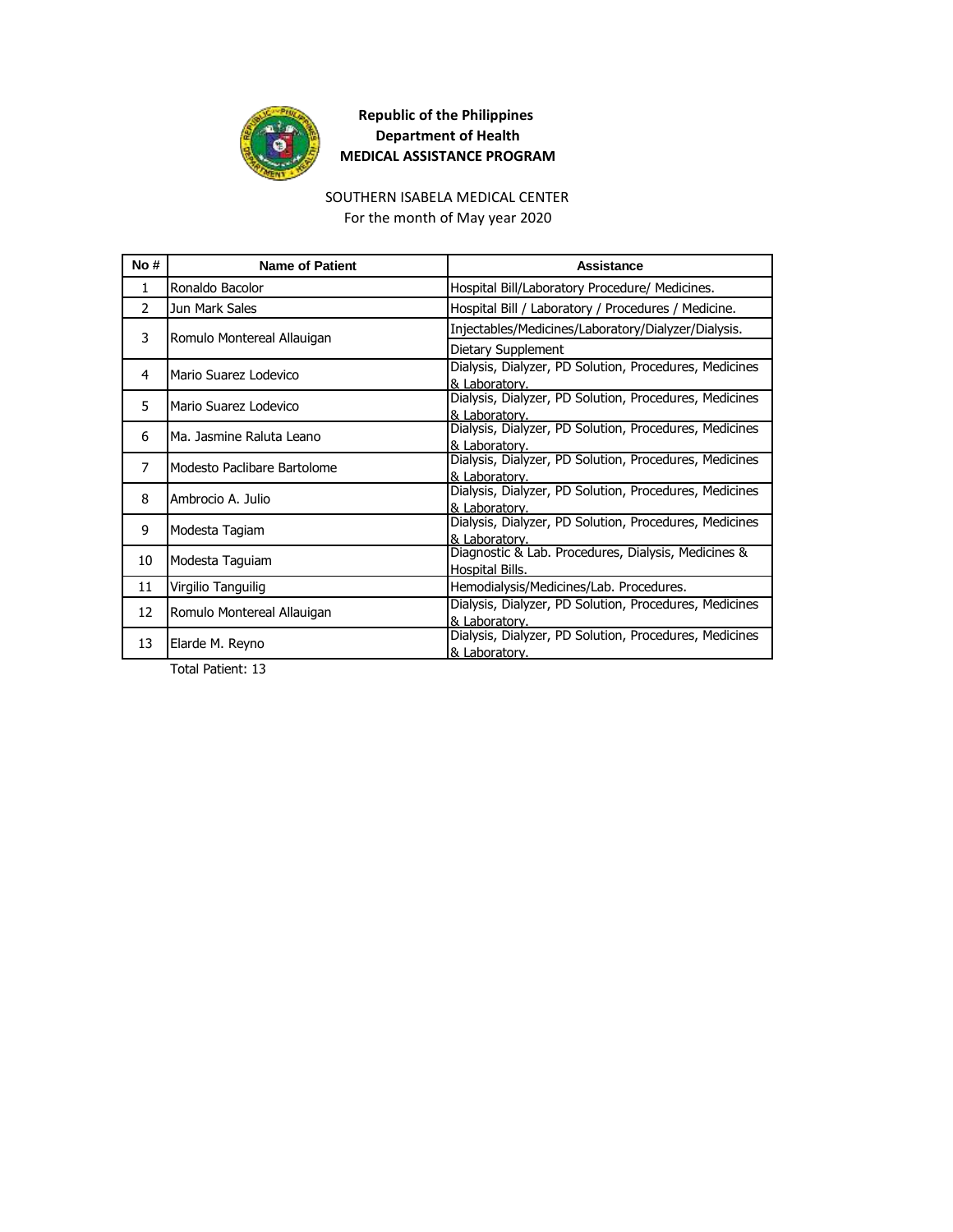**Republic of the Philippines**
**Department of Health**
**MEDICAL ASSISTANCE PROGRAM**

SOUTHERN ISABELA MEDICAL CENTER
For the month of May year 2020

| No # | Name of Patient | Assistance |
|---|---|---|
| 1 | Ronaldo Bacolor | Hospital Bill/Laboratory Procedure/ Medicines. |
| 2 | Jun Mark Sales | Hospital Bill / Laboratory / Procedures / Medicine. |
| 3 | Romulo Montereal Allauigan | Injectables/Medicines/Laboratory/Dialyzer/Dialysis. |
| | | Dietary Supplement |
| 4 | Mario Suarez Lodevico | Dialysis, Dialyzer, PD Solution, Procedures, Medicines & Laboratory. |
| 5 | Mario Suarez Lodevico | Dialysis, Dialyzer, PD Solution, Procedures, Medicines & Laboratory. |
| 6 | Ma. Jasmine Raluta Leano | Dialysis, Dialyzer, PD Solution, Procedures, Medicines & Laboratory. |
| 7 | Modesto Paclibare Bartolome | Dialysis, Dialyzer, PD Solution, Procedures, Medicines & Laboratory. |
| 8 | Ambrocio A. Julio | Dialysis, Dialyzer, PD Solution, Procedures, Medicines & Laboratory. |
| 9 | Modesta Tagiam | Dialysis, Dialyzer, PD Solution, Procedures, Medicines & Laboratory. |
| 10 | Modesta Taguiam | Diagnostic & Lab. Procedures, Dialysis, Medicines & Hospital Bills. |
| 11 | Virgilio Tanguilig | Hemodialysis/Medicines/Lab. Procedures. |
| 12 | Romulo Montereal Allauigan | Dialysis, Dialyzer, PD Solution, Procedures, Medicines & Laboratory. |
| 13 | Elarde M. Reyno | Dialysis, Dialyzer, PD Solution, Procedures, Medicines & Laboratory. |

Total Patient: 13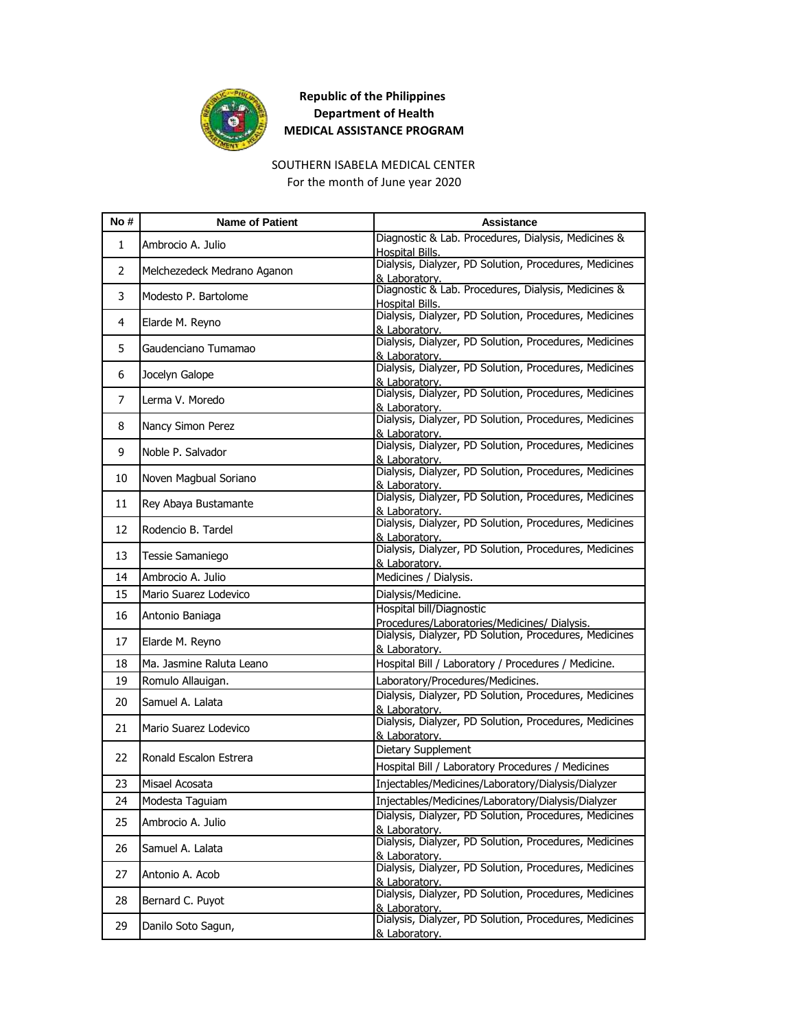**Republic of the Philippines**
**Department of Health**
**MEDICAL ASSISTANCE PROGRAM**

SOUTHERN ISABELA MEDICAL CENTER
For the month of June year 2020

| No # | Name of Patient | Assistance |
|---|---|---|
| 1 | Ambrocio A. Julio | Diagnostic & Lab. Procedures, Dialysis, Medicines & Hospital Bills. |
| 2 | Melchezedeck Medrano Aganon | Dialysis, Dialyzer, PD Solution, Procedures, Medicines & Laboratory. |
| 3 | Modesto P. Bartolome | Diagnostic & Lab. Procedures, Dialysis, Medicines & Hospital Bills. |
| 4 | Elarde M. Reyno | Dialysis, Dialyzer, PD Solution, Procedures, Medicines & Laboratory. |
| 5 | Gaudenciano Tumamao | Dialysis, Dialyzer, PD Solution, Procedures, Medicines & Laboratory. |
| 6 | Jocelyn Galope | Dialysis, Dialyzer, PD Solution, Procedures, Medicines & Laboratory. |
| 7 | Lerma V. Moredo | Dialysis, Dialyzer, PD Solution, Procedures, Medicines & Laboratory. |
| 8 | Nancy Simon Perez | Dialysis, Dialyzer, PD Solution, Procedures, Medicines & Laboratory. |
| 9 | Noble P. Salvador | Dialysis, Dialyzer, PD Solution, Procedures, Medicines & Laboratory. |
| 10 | Noven Magbual Soriano | Dialysis, Dialyzer, PD Solution, Procedures, Medicines & Laboratory. |
| 11 | Rey Abaya Bustamante | Dialysis, Dialyzer, PD Solution, Procedures, Medicines & Laboratory. |
| 12 | Rodencio B. Tardel | Dialysis, Dialyzer, PD Solution, Procedures, Medicines & Laboratory. |
| 13 | Tessie Samaniego | Dialysis, Dialyzer, PD Solution, Procedures, Medicines & Laboratory. |
| 14 | Ambrocio A. Julio | Medicines / Dialysis. |
| 15 | Mario Suarez Lodevico | Dialysis/Medicine. |
| 16 | Antonio Baniaga | Hospital bill/Diagnostic Procedures/Laboratories/Medicines/ Dialysis. |
| 17 | Elarde M. Reyno | Dialysis, Dialyzer, PD Solution, Procedures, Medicines & Laboratory. |
| 18 | Ma. Jasmine Raluta Leano | Hospital Bill / Laboratory / Procedures / Medicine. |
| 19 | Romulo Allauigan. | Laboratory/Procedures/Medicines. |
| 20 | Samuel A. Lalata | Dialysis, Dialyzer, PD Solution, Procedures, Medicines & Laboratory. |
| 21 | Mario Suarez Lodevico | Dialysis, Dialyzer, PD Solution, Procedures, Medicines & Laboratory. |
| 22 | Ronald Escalon Estrera | Dietary Supplement |
| | | Hospital Bill / Laboratory Procedures / Medicines |
| 23 | Misael Acosata | Injectables/Medicines/Laboratory/Dialysis/Dialyzer |
| 24 | Modesta Taguiam | Injectables/Medicines/Laboratory/Dialysis/Dialyzer |
| 25 | Ambrocio A. Julio | Dialysis, Dialyzer, PD Solution, Procedures, Medicines & Laboratory. |
| 26 | Samuel A. Lalata | Dialysis, Dialyzer, PD Solution, Procedures, Medicines & Laboratory. |
| 27 | Antonio A. Acob | Dialysis, Dialyzer, PD Solution, Procedures, Medicines & Laboratory. |
| 28 | Bernard C. Puyot | Dialysis, Dialyzer, PD Solution, Procedures, Medicines & Laboratory. |
| 29 | Danilo Soto Sagun, | Dialysis, Dialyzer, PD Solution, Procedures, Medicines & Laboratory. |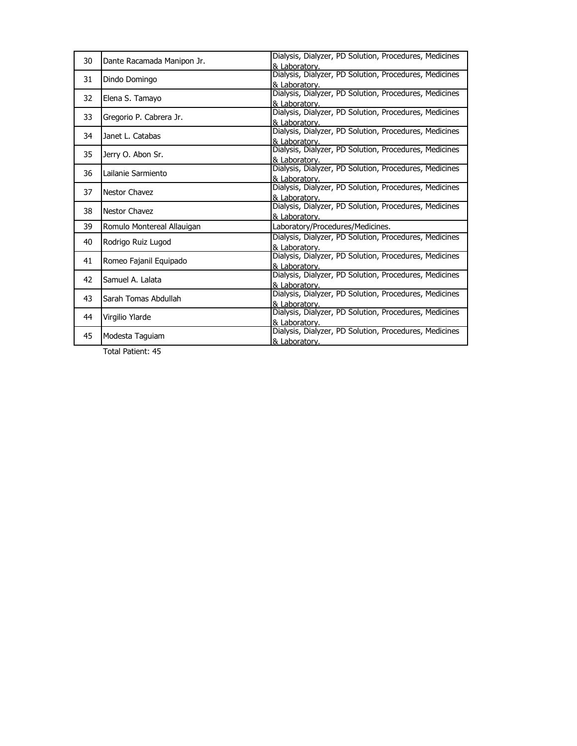| | | |
|---|---|---|
| 30 | Dante Racamada Manipon Jr. | Dialysis, Dialyzer, PD Solution, Procedures, Medicines & Laboratory. |
| 31 | Dindo Domingo | Dialysis, Dialyzer, PD Solution, Procedures, Medicines & Laboratory. |
| 32 | Elena S. Tamayo | Dialysis, Dialyzer, PD Solution, Procedures, Medicines & Laboratory. |
| 33 | Gregorio P. Cabrera Jr. | Dialysis, Dialyzer, PD Solution, Procedures, Medicines & Laboratory. |
| 34 | Janet L. Catabas | Dialysis, Dialyzer, PD Solution, Procedures, Medicines & Laboratory. |
| 35 | Jerry O. Abon Sr. | Dialysis, Dialyzer, PD Solution, Procedures, Medicines & Laboratory. |
| 36 | Lailanie Sarmiento | Dialysis, Dialyzer, PD Solution, Procedures, Medicines & Laboratory. |
| 37 | Nestor Chavez | Dialysis, Dialyzer, PD Solution, Procedures, Medicines & Laboratory. |
| 38 | Nestor Chavez | Dialysis, Dialyzer, PD Solution, Procedures, Medicines & Laboratory. |
| 39 | Romulo Montereal Allauigan | Laboratory/Procedures/Medicines. |
| 40 | Rodrigo Ruiz Lugod | Dialysis, Dialyzer, PD Solution, Procedures, Medicines & Laboratory. |
| 41 | Romeo Fajanil Equipado | Dialysis, Dialyzer, PD Solution, Procedures, Medicines & Laboratory. |
| 42 | Samuel A. Lalata | Dialysis, Dialyzer, PD Solution, Procedures, Medicines & Laboratory. |
| 43 | Sarah Tomas Abdullah | Dialysis, Dialyzer, PD Solution, Procedures, Medicines & Laboratory. |
| 44 | Virgilio Ylarde | Dialysis, Dialyzer, PD Solution, Procedures, Medicines & Laboratory. |
| 45 | Modesta Taguiam | Dialysis, Dialyzer, PD Solution, Procedures, Medicines & Laboratory. |

Total Patient: 45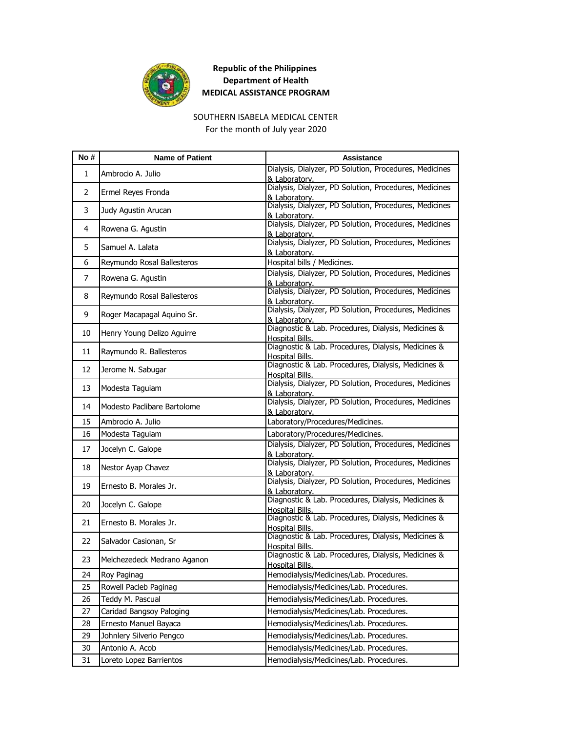**Republic of the Philippines**
**Department of Health**
**MEDICAL ASSISTANCE PROGRAM**

SOUTHERN ISABELA MEDICAL CENTER
For the month of July year 2020

| No # | Name of Patient | Assistance |
|---|---|---|
| 1 | Ambrocio A. Julio | Dialysis, Dialyzer, PD Solution, Procedures, Medicines & Laboratory. |
| 2 | Ermel Reyes Fronda | Dialysis, Dialyzer, PD Solution, Procedures, Medicines & Laboratory. |
| 3 | Judy Agustin Arucan | Dialysis, Dialyzer, PD Solution, Procedures, Medicines & Laboratory. |
| 4 | Rowena G. Agustin | Dialysis, Dialyzer, PD Solution, Procedures, Medicines & Laboratory. |
| 5 | Samuel A. Lalata | Dialysis, Dialyzer, PD Solution, Procedures, Medicines & Laboratory. |
| 6 | Reymundo Rosal Ballesteros | Hospital bills / Medicines. |
| 7 | Rowena G. Agustin | Dialysis, Dialyzer, PD Solution, Procedures, Medicines & Laboratory. |
| 8 | Reymundo Rosal Ballesteros | Dialysis, Dialyzer, PD Solution, Procedures, Medicines & Laboratory. |
| 9 | Roger Macapagal Aquino Sr. | Dialysis, Dialyzer, PD Solution, Procedures, Medicines & Laboratory. |
| 10 | Henry Young Delizo Aguirre | Diagnostic & Lab. Procedures, Dialysis, Medicines & Hospital Bills. |
| 11 | Raymundo R. Ballesteros | Diagnostic & Lab. Procedures, Dialysis, Medicines & Hospital Bills. |
| 12 | Jerome N. Sabugar | Diagnostic & Lab. Procedures, Dialysis, Medicines & Hospital Bills. |
| 13 | Modesta Taguiam | Dialysis, Dialyzer, PD Solution, Procedures, Medicines & Laboratory. |
| 14 | Modesto Paclibare Bartolome | Dialysis, Dialyzer, PD Solution, Procedures, Medicines & Laboratory. |
| 15 | Ambrocio A. Julio | Laboratory/Procedures/Medicines. |
| 16 | Modesta Taguiam | Laboratory/Procedures/Medicines. |
| 17 | Jocelyn C. Galope | Dialysis, Dialyzer, PD Solution, Procedures, Medicines & Laboratory. |
| 18 | Nestor Ayap Chavez | Dialysis, Dialyzer, PD Solution, Procedures, Medicines & Laboratory. |
| 19 | Ernesto B. Morales Jr. | Dialysis, Dialyzer, PD Solution, Procedures, Medicines & Laboratory. |
| 20 | Jocelyn C. Galope | Diagnostic & Lab. Procedures, Dialysis, Medicines & Hospital Bills. |
| 21 | Ernesto B. Morales Jr. | Diagnostic & Lab. Procedures, Dialysis, Medicines & Hospital Bills. |
| 22 | Salvador Casionan, Sr | Diagnostic & Lab. Procedures, Dialysis, Medicines & Hospital Bills. |
| 23 | Melchezedeck Medrano Aganon | Diagnostic & Lab. Procedures, Dialysis, Medicines & Hospital Bills. |
| 24 | Roy Paginag | Hemodialysis/Medicines/Lab. Procedures. |
| 25 | Rowell Pacleb Paginag | Hemodialysis/Medicines/Lab. Procedures. |
| 26 | Teddy M. Pascual | Hemodialysis/Medicines/Lab. Procedures. |
| 27 | Caridad Bangsoy Paloging | Hemodialysis/Medicines/Lab. Procedures. |
| 28 | Ernesto Manuel Bayaca | Hemodialysis/Medicines/Lab. Procedures. |
| 29 | Johnlery Silverio Pengco | Hemodialysis/Medicines/Lab. Procedures. |
| 30 | Antonio A. Acob | Hemodialysis/Medicines/Lab. Procedures. |
| 31 | Loreto Lopez Barrientos | Hemodialysis/Medicines/Lab. Procedures. |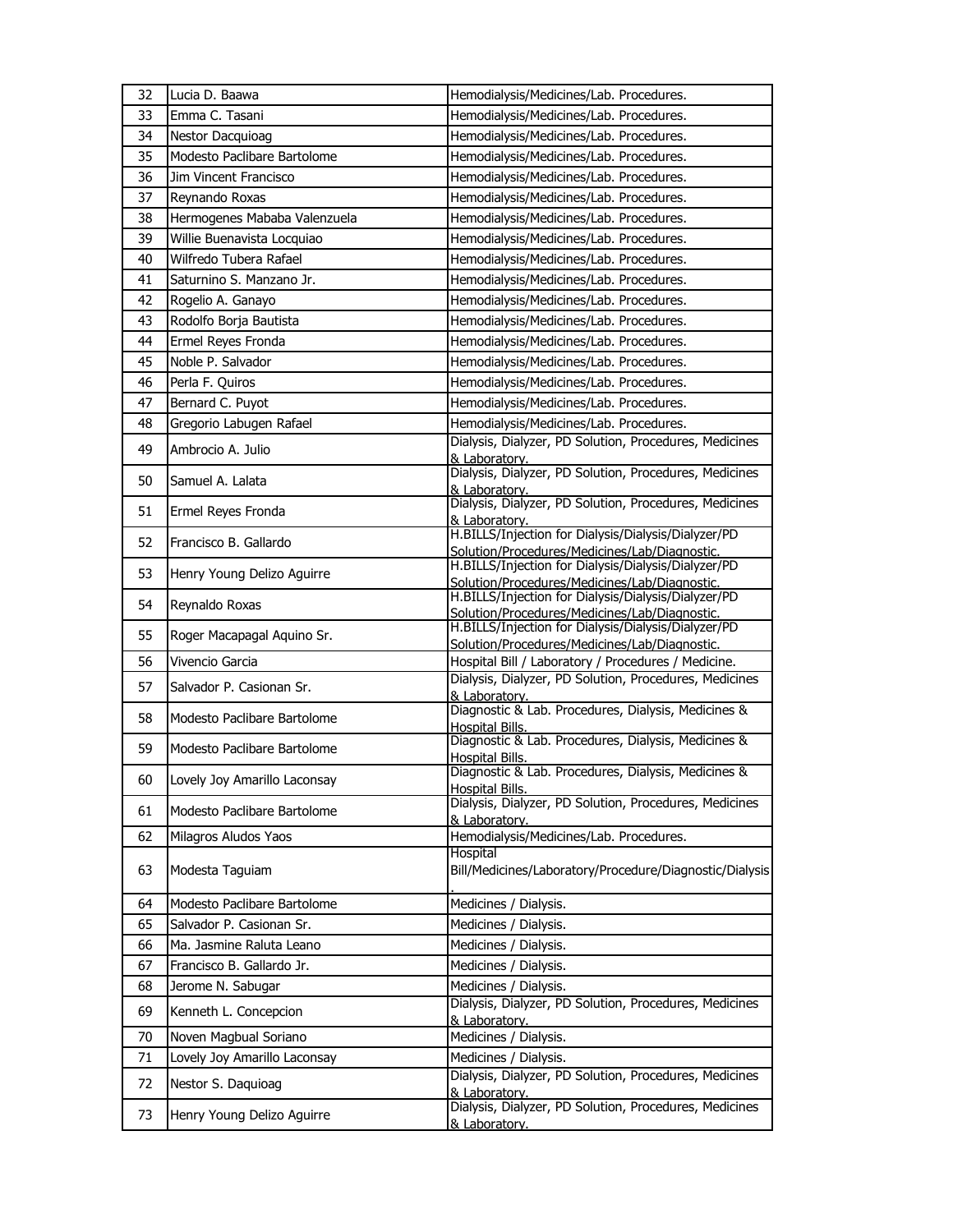| | | |
|---|---|---|
| 32 | Lucia D. Baawa | Hemodialysis/Medicines/Lab. Procedures. |
| 33 | Emma C. Tasani | Hemodialysis/Medicines/Lab. Procedures. |
| 34 | Nestor Dacquioag | Hemodialysis/Medicines/Lab. Procedures. |
| 35 | Modesto Paclibare Bartolome | Hemodialysis/Medicines/Lab. Procedures. |
| 36 | Jim Vincent Francisco | Hemodialysis/Medicines/Lab. Procedures. |
| 37 | Reynando Roxas | Hemodialysis/Medicines/Lab. Procedures. |
| 38 | Hermogenes Mababa Valenzuela | Hemodialysis/Medicines/Lab. Procedures. |
| 39 | Willie Buenavista Locquiao | Hemodialysis/Medicines/Lab. Procedures. |
| 40 | Wilfredo Tubera Rafael | Hemodialysis/Medicines/Lab. Procedures. |
| 41 | Saturnino S. Manzano Jr. | Hemodialysis/Medicines/Lab. Procedures. |
| 42 | Rogelio A. Ganayo | Hemodialysis/Medicines/Lab. Procedures. |
| 43 | Rodolfo Borja Bautista | Hemodialysis/Medicines/Lab. Procedures. |
| 44 | Ermel Reyes Fronda | Hemodialysis/Medicines/Lab. Procedures. |
| 45 | Noble P. Salvador | Hemodialysis/Medicines/Lab. Procedures. |
| 46 | Perla F. Quiros | Hemodialysis/Medicines/Lab. Procedures. |
| 47 | Bernard C. Puyot | Hemodialysis/Medicines/Lab. Procedures. |
| 48 | Gregorio Labugen Rafael | Hemodialysis/Medicines/Lab. Procedures. |
| 49 | Ambrocio A. Julio | Dialysis, Dialyzer, PD Solution, Procedures, Medicines & Laboratory. |
| 50 | Samuel A. Lalata | Dialysis, Dialyzer, PD Solution, Procedures, Medicines & Laboratory. |
| 51 | Ermel Reyes Fronda | Dialysis, Dialyzer, PD Solution, Procedures, Medicines & Laboratory. |
| 52 | Francisco B. Gallardo | H.BILLS/Injection for Dialysis/Dialysis/Dialyzer/PD Solution/Procedures/Medicines/Lab/Diagnostic. |
| 53 | Henry Young Delizo Aguirre | H.BILLS/Injection for Dialysis/Dialysis/Dialyzer/PD Solution/Procedures/Medicines/Lab/Diagnostic. |
| 54 | Reynaldo Roxas | H.BILLS/Injection for Dialysis/Dialysis/Dialyzer/PD Solution/Procedures/Medicines/Lab/Diagnostic. |
| 55 | Roger Macapagal Aquino Sr. | H.BILLS/Injection for Dialysis/Dialysis/Dialyzer/PD Solution/Procedures/Medicines/Lab/Diagnostic. |
| 56 | Vivencio Garcia | Hospital Bill / Laboratory / Procedures / Medicine. |
| 57 | Salvador P. Casionan Sr. | Dialysis, Dialyzer, PD Solution, Procedures, Medicines & Laboratory. |
| 58 | Modesto Paclibare Bartolome | Diagnostic & Lab. Procedures, Dialysis, Medicines & Hospital Bills. |
| 59 | Modesto Paclibare Bartolome | Diagnostic & Lab. Procedures, Dialysis, Medicines & Hospital Bills. |
| 60 | Lovely Joy Amarillo Laconsay | Diagnostic & Lab. Procedures, Dialysis, Medicines & Hospital Bills. |
| 61 | Modesto Paclibare Bartolome | Dialysis, Dialyzer, PD Solution, Procedures, Medicines & Laboratory. |
| 62 | Milagros Aludos Yaos | Hemodialysis/Medicines/Lab. Procedures. |
| 63 | Modesta Taguiam | Hospital Bill/Medicines/Laboratory/Procedure/Diagnostic/Dialysis. |
| 64 | Modesto Paclibare Bartolome | Medicines / Dialysis. |
| 65 | Salvador P. Casionan Sr. | Medicines / Dialysis. |
| 66 | Ma. Jasmine Raluta Leano | Medicines / Dialysis. |
| 67 | Francisco B. Gallardo Jr. | Medicines / Dialysis. |
| 68 | Jerome N. Sabugar | Medicines / Dialysis. |
| 69 | Kenneth L. Concepcion | Dialysis, Dialyzer, PD Solution, Procedures, Medicines & Laboratory. |
| 70 | Noven Magbual Soriano | Medicines / Dialysis. |
| 71 | Lovely Joy Amarillo Laconsay | Medicines / Dialysis. |
| 72 | Nestor S. Daquioag | Dialysis, Dialyzer, PD Solution, Procedures, Medicines & Laboratory. |
| 73 | Henry Young Delizo Aguirre | Dialysis, Dialyzer, PD Solution, Procedures, Medicines & Laboratory. |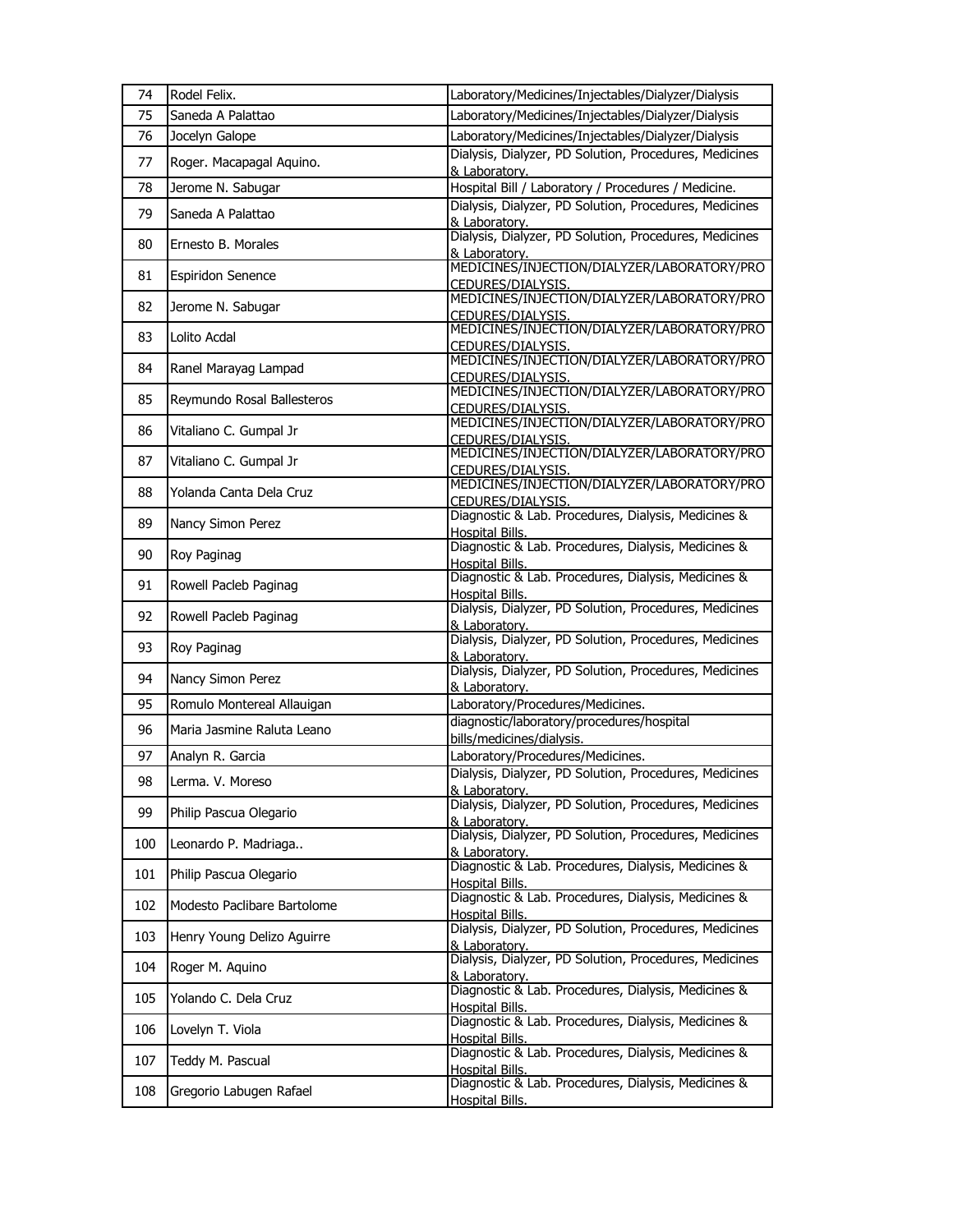| 74 | Rodel Felix. | Laboratory/Medicines/Injectables/Dialyzer/Dialysis |
|---|---|---|
| 75 | Saneda A Palattao | Laboratory/Medicines/Injectables/Dialyzer/Dialysis |
| 76 | Jocelyn Galope | Laboratory/Medicines/Injectables/Dialyzer/Dialysis |
| 77 | Roger. Macapagal Aquino. | Dialysis, Dialyzer, PD Solution, Procedures, Medicines & Laboratory. |
| 78 | Jerome N. Sabugar | Hospital Bill / Laboratory / Procedures / Medicine. |
| 79 | Saneda A Palattao | Dialysis, Dialyzer, PD Solution, Procedures, Medicines & Laboratory. |
| 80 | Ernesto B. Morales | Dialysis, Dialyzer, PD Solution, Procedures, Medicines & Laboratory. |
| 81 | Espiridon Senence | MEDICINES/INJECTION/DIALYZER/LABORATORY/PROCEDURES/DIALYSIS. |
| 82 | Jerome N. Sabugar | MEDICINES/INJECTION/DIALYZER/LABORATORY/PROCEDURES/DIALYSIS. |
| 83 | Lolito Acdal | MEDICINES/INJECTION/DIALYZER/LABORATORY/PROCEDURES/DIALYSIS. |
| 84 | Ranel Marayag Lampad | MEDICINES/INJECTION/DIALYZER/LABORATORY/PROCEDURES/DIALYSIS. |
| 85 | Reymundo Rosal Ballesteros | MEDICINES/INJECTION/DIALYZER/LABORATORY/PROCEDURES/DIALYSIS. |
| 86 | Vitaliano C. Gumpal Jr | MEDICINES/INJECTION/DIALYZER/LABORATORY/PROCEDURES/DIALYSIS. |
| 87 | Vitaliano C. Gumpal Jr | MEDICINES/INJECTION/DIALYZER/LABORATORY/PROCEDURES/DIALYSIS. |
| 88 | Yolanda Canta Dela Cruz | MEDICINES/INJECTION/DIALYZER/LABORATORY/PROCEDURES/DIALYSIS. |
| 89 | Nancy Simon Perez | Diagnostic & Lab. Procedures, Dialysis, Medicines & Hospital Bills. |
| 90 | Roy Paginag | Diagnostic & Lab. Procedures, Dialysis, Medicines & Hospital Bills. |
| 91 | Rowell Pacleb Paginag | Diagnostic & Lab. Procedures, Dialysis, Medicines & Hospital Bills. |
| 92 | Rowell Pacleb Paginag | Dialysis, Dialyzer, PD Solution, Procedures, Medicines & Laboratory. |
| 93 | Roy Paginag | Dialysis, Dialyzer, PD Solution, Procedures, Medicines & Laboratory. |
| 94 | Nancy Simon Perez | Dialysis, Dialyzer, PD Solution, Procedures, Medicines & Laboratory. |
| 95 | Romulo Montereal Allauigan | Laboratory/Procedures/Medicines. |
| 96 | Maria Jasmine Raluta Leano | diagnostic/laboratory/procedures/hospital bills/medicines/dialysis. |
| 97 | Analyn R. Garcia | Laboratory/Procedures/Medicines. |
| 98 | Lerma. V. Moreso | Dialysis, Dialyzer, PD Solution, Procedures, Medicines & Laboratory. |
| 99 | Philip Pascua Olegario | Dialysis, Dialyzer, PD Solution, Procedures, Medicines & Laboratory. |
| 100 | Leonardo P. Madriaga.. | Dialysis, Dialyzer, PD Solution, Procedures, Medicines & Laboratory. |
| 101 | Philip Pascua Olegario | Diagnostic & Lab. Procedures, Dialysis, Medicines & Hospital Bills. |
| 102 | Modesto Paclibare Bartolome | Diagnostic & Lab. Procedures, Dialysis, Medicines & Hospital Bills. |
| 103 | Henry Young Delizo Aguirre | Dialysis, Dialyzer, PD Solution, Procedures, Medicines & Laboratory. |
| 104 | Roger M. Aquino | Dialysis, Dialyzer, PD Solution, Procedures, Medicines & Laboratory. |
| 105 | Yolando C. Dela Cruz | Diagnostic & Lab. Procedures, Dialysis, Medicines & Hospital Bills. |
| 106 | Lovelyn T. Viola | Diagnostic & Lab. Procedures, Dialysis, Medicines & Hospital Bills. |
| 107 | Teddy M. Pascual | Diagnostic & Lab. Procedures, Dialysis, Medicines & Hospital Bills. |
| 108 | Gregorio Labugen Rafael | Diagnostic & Lab. Procedures, Dialysis, Medicines & Hospital Bills. |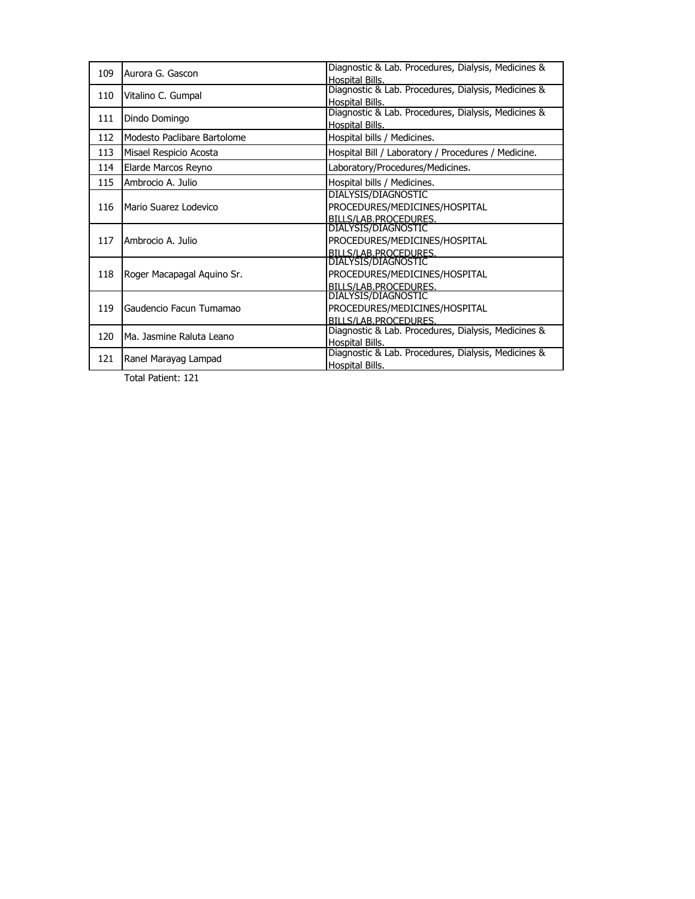| 109 | Aurora G. Gascon | Diagnostic & Lab. Procedures, Dialysis, Medicines & Hospital Bills. |
|---|---|---|
| 110 | Vitalino C. Gumpal | Diagnostic & Lab. Procedures, Dialysis, Medicines & Hospital Bills. |
| 111 | Dindo Domingo | Diagnostic & Lab. Procedures, Dialysis, Medicines & Hospital Bills. |
| 112 | Modesto Paclibare Bartolome | Hospital bills / Medicines. |
| 113 | Misael Respicio Acosta | Hospital Bill / Laboratory / Procedures / Medicine. |
| 114 | Elarde Marcos Reyno | Laboratory/Procedures/Medicines. |
| 115 | Ambrocio A. Julio | Hospital bills / Medicines. |
| 116 | Mario Suarez Lodevico | DIALYSIS/DIAGNOSTIC PROCEDURES/MEDICINES/HOSPITAL BILLS/LAB.PROCEDURES. |
| 117 | Ambrocio A. Julio | DIALYSIS/DIAGNOSTIC PROCEDURES/MEDICINES/HOSPITAL BILLS/LAB.PROCEDURES. |
| 118 | Roger Macapagal Aquino Sr. | DIALYSIS/DIAGNOSTIC PROCEDURES/MEDICINES/HOSPITAL BILLS/LAB.PROCEDURES. |
| 119 | Gaudencio Facun Tumamao | DIALYSIS/DIAGNOSTIC PROCEDURES/MEDICINES/HOSPITAL BILLS/LAB.PROCEDURES. |
| 120 | Ma. Jasmine Raluta Leano | Diagnostic & Lab. Procedures, Dialysis, Medicines & Hospital Bills. |
| 121 | Ranel Marayag Lampad | Diagnostic & Lab. Procedures, Dialysis, Medicines & Hospital Bills. |

Total Patient: 121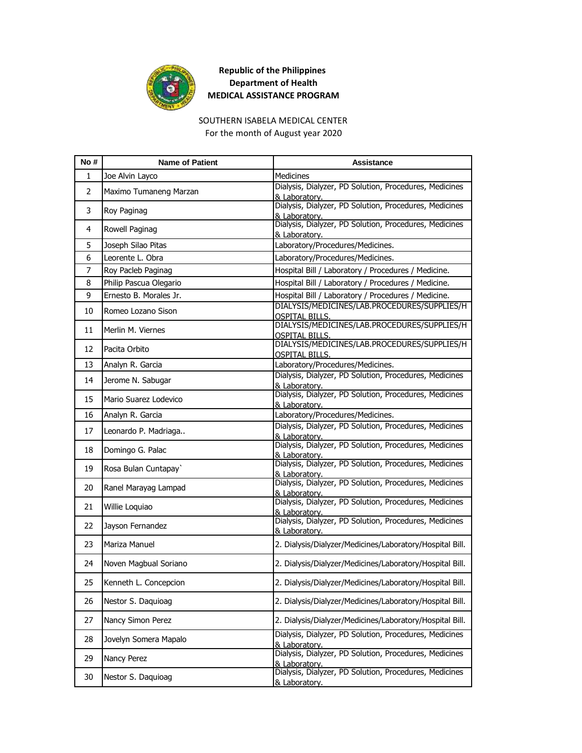**Republic of the Philippines**
**Department of Health**
**MEDICAL ASSISTANCE PROGRAM**

SOUTHERN ISABELA MEDICAL CENTER
For the month of August year 2020

| No # | Name of Patient | Assistance |
|---|---|---|
| 1 | Joe Alvin Layco | Medicines |
| 2 | Maximo Tumaneng Marzan | Dialysis, Dialyzer, PD Solution, Procedures, Medicines & Laboratory. |
| 3 | Roy Paginag | Dialysis, Dialyzer, PD Solution, Procedures, Medicines & Laboratory. |
| 4 | Rowell Paginag | Dialysis, Dialyzer, PD Solution, Procedures, Medicines & Laboratory. |
| 5 | Joseph Silao Pitas | Laboratory/Procedures/Medicines. |
| 6 | Leorente L. Obra | Laboratory/Procedures/Medicines. |
| 7 | Roy Pacleb Paginag | Hospital Bill / Laboratory / Procedures / Medicine. |
| 8 | Philip Pascua Olegario | Hospital Bill / Laboratory / Procedures / Medicine. |
| 9 | Ernesto B. Morales Jr. | Hospital Bill / Laboratory / Procedures / Medicine. |
| 10 | Romeo Lozano Sison | DIALYSIS/MEDICINES/LAB.PROCEDURES/SUPPLIES/HOSPITAL BILLS. |
| 11 | Merlin M. Viernes | DIALYSIS/MEDICINES/LAB.PROCEDURES/SUPPLIES/HOSPITAL BILLS. |
| 12 | Pacita Orbito | DIALYSIS/MEDICINES/LAB.PROCEDURES/SUPPLIES/HOSPITAL BILLS. |
| 13 | Analyn R. Garcia | Laboratory/Procedures/Medicines. |
| 14 | Jerome N. Sabugar | Dialysis, Dialyzer, PD Solution, Procedures, Medicines & Laboratory. |
| 15 | Mario Suarez Lodevico | Dialysis, Dialyzer, PD Solution, Procedures, Medicines & Laboratory. |
| 16 | Analyn R. Garcia | Laboratory/Procedures/Medicines. |
| 17 | Leonardo P. Madriaga.. | Dialysis, Dialyzer, PD Solution, Procedures, Medicines & Laboratory. |
| 18 | Domingo G. Palac | Dialysis, Dialyzer, PD Solution, Procedures, Medicines & Laboratory. |
| 19 | Rosa Bulan Cuntapay` | Dialysis, Dialyzer, PD Solution, Procedures, Medicines & Laboratory. |
| 20 | Ranel Marayag Lampad | Dialysis, Dialyzer, PD Solution, Procedures, Medicines & Laboratory. |
| 21 | Willie Loquiao | Dialysis, Dialyzer, PD Solution, Procedures, Medicines & Laboratory. |
| 22 | Jayson Fernandez | Dialysis, Dialyzer, PD Solution, Procedures, Medicines & Laboratory. |
| 23 | Mariza Manuel | 2. Dialysis/Dialyzer/Medicines/Laboratory/Hospital Bill. |
| 24 | Noven Magbual Soriano | 2. Dialysis/Dialyzer/Medicines/Laboratory/Hospital Bill. |
| 25 | Kenneth L. Concepcion | 2. Dialysis/Dialyzer/Medicines/Laboratory/Hospital Bill. |
| 26 | Nestor S. Daquioag | 2. Dialysis/Dialyzer/Medicines/Laboratory/Hospital Bill. |
| 27 | Nancy Simon Perez | 2. Dialysis/Dialyzer/Medicines/Laboratory/Hospital Bill. |
| 28 | Jovelyn Somera Mapalo | Dialysis, Dialyzer, PD Solution, Procedures, Medicines & Laboratory. |
| 29 | Nancy Perez | Dialysis, Dialyzer, PD Solution, Procedures, Medicines & Laboratory. |
| 30 | Nestor S. Daquioag | Dialysis, Dialyzer, PD Solution, Procedures, Medicines & Laboratory. |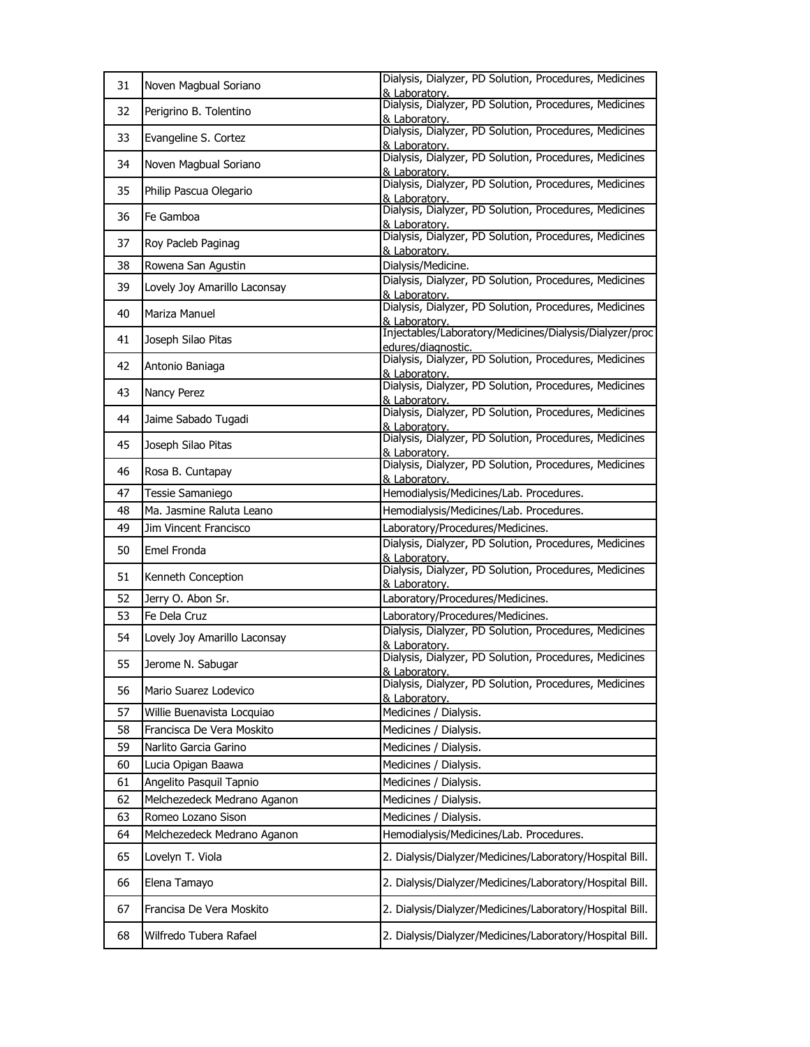| 31 | Noven Magbual Soriano | Dialysis, Dialyzer, PD Solution, Procedures, Medicines & Laboratory. |
|---|---|---|
| 32 | Perigrino B. Tolentino | Dialysis, Dialyzer, PD Solution, Procedures, Medicines & Laboratory. |
| 33 | Evangeline S. Cortez | Dialysis, Dialyzer, PD Solution, Procedures, Medicines & Laboratory. |
| 34 | Noven Magbual Soriano | Dialysis, Dialyzer, PD Solution, Procedures, Medicines & Laboratory. |
| 35 | Philip Pascua Olegario | Dialysis, Dialyzer, PD Solution, Procedures, Medicines & Laboratory. |
| 36 | Fe Gamboa | Dialysis, Dialyzer, PD Solution, Procedures, Medicines & Laboratory. |
| 37 | Roy Pacleb Paginag | Dialysis, Dialyzer, PD Solution, Procedures, Medicines & Laboratory. |
| 38 | Rowena San Agustin | Dialysis/Medicine. |
| 39 | Lovely Joy Amarillo Laconsay | Dialysis, Dialyzer, PD Solution, Procedures, Medicines & Laboratory. |
| 40 | Mariza Manuel | Dialysis, Dialyzer, PD Solution, Procedures, Medicines & Laboratory. |
| 41 | Joseph Silao Pitas | Injectables/Laboratory/Medicines/Dialysis/Dialyzer/procedures/diagnostic. |
| 42 | Antonio Baniaga | Dialysis, Dialyzer, PD Solution, Procedures, Medicines & Laboratory. |
| 43 | Nancy Perez | Dialysis, Dialyzer, PD Solution, Procedures, Medicines & Laboratory. |
| 44 | Jaime Sabado Tugadi | Dialysis, Dialyzer, PD Solution, Procedures, Medicines & Laboratory. |
| 45 | Joseph Silao Pitas | Dialysis, Dialyzer, PD Solution, Procedures, Medicines & Laboratory. |
| 46 | Rosa B. Cuntapay | Dialysis, Dialyzer, PD Solution, Procedures, Medicines & Laboratory. |
| 47 | Tessie Samaniego | Hemodialysis/Medicines/Lab. Procedures. |
| 48 | Ma. Jasmine Raluta Leano | Hemodialysis/Medicines/Lab. Procedures. |
| 49 | Jim Vincent Francisco | Laboratory/Procedures/Medicines. |
| 50 | Emel Fronda | Dialysis, Dialyzer, PD Solution, Procedures, Medicines & Laboratory. |
| 51 | Kenneth Conception | Dialysis, Dialyzer, PD Solution, Procedures, Medicines & Laboratory. |
| 52 | Jerry O. Abon Sr. | Laboratory/Procedures/Medicines. |
| 53 | Fe Dela Cruz | Laboratory/Procedures/Medicines. |
| 54 | Lovely Joy Amarillo Laconsay | Dialysis, Dialyzer, PD Solution, Procedures, Medicines & Laboratory. |
| 55 | Jerome N. Sabugar | Dialysis, Dialyzer, PD Solution, Procedures, Medicines & Laboratory. |
| 56 | Mario Suarez Lodevico | Dialysis, Dialyzer, PD Solution, Procedures, Medicines & Laboratory. |
| 57 | Willie Buenavista Locquiao | Medicines / Dialysis. |
| 58 | Francisca De Vera Moskito | Medicines / Dialysis. |
| 59 | Narlito Garcia Garino | Medicines / Dialysis. |
| 60 | Lucia Opigan Baawa | Medicines / Dialysis. |
| 61 | Angelito Pasquil Tapnio | Medicines / Dialysis. |
| 62 | Melchezedeck Medrano Aganon | Medicines / Dialysis. |
| 63 | Romeo Lozano Sison | Medicines / Dialysis. |
| 64 | Melchezedeck Medrano Aganon | Hemodialysis/Medicines/Lab. Procedures. |
| 65 | Lovelyn T. Viola | 2. Dialysis/Dialyzer/Medicines/Laboratory/Hospital Bill. |
| 66 | Elena Tamayo | 2. Dialysis/Dialyzer/Medicines/Laboratory/Hospital Bill. |
| 67 | Francisa De Vera Moskito | 2. Dialysis/Dialyzer/Medicines/Laboratory/Hospital Bill. |
| 68 | Wilfredo Tubera Rafael | 2. Dialysis/Dialyzer/Medicines/Laboratory/Hospital Bill. |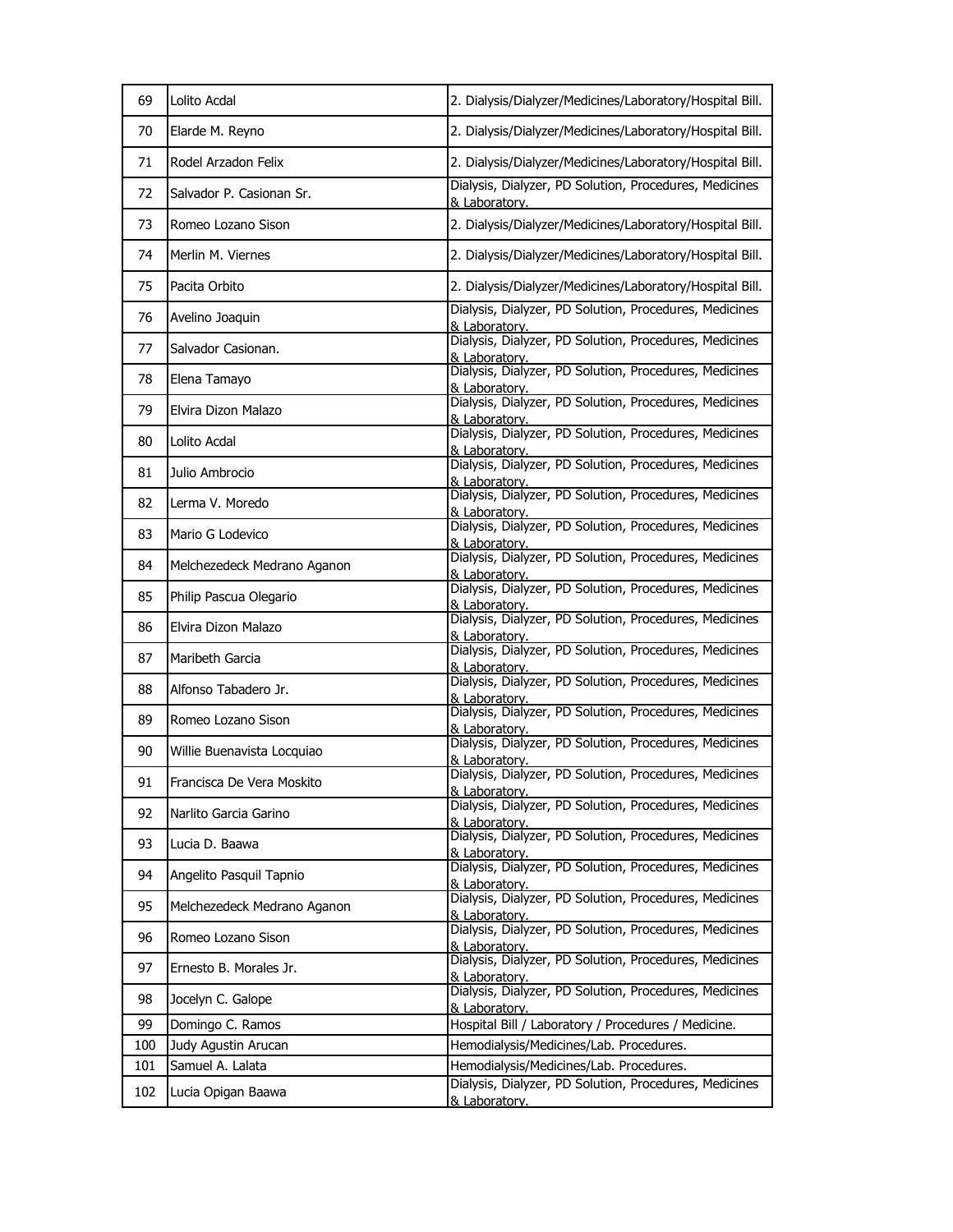| 69 | Lolito Acdal | 2. Dialysis/Dialyzer/Medicines/Laboratory/Hospital Bill. |
|---|---|---|
| 70 | Elarde M. Reyno | 2. Dialysis/Dialyzer/Medicines/Laboratory/Hospital Bill. |
| 71 | Rodel Arzadon Felix | 2. Dialysis/Dialyzer/Medicines/Laboratory/Hospital Bill. |
| 72 | Salvador P. Casionan Sr. | Dialysis, Dialyzer, PD Solution, Procedures, Medicines & Laboratory. |
| 73 | Romeo Lozano Sison | 2. Dialysis/Dialyzer/Medicines/Laboratory/Hospital Bill. |
| 74 | Merlin M. Viernes | 2. Dialysis/Dialyzer/Medicines/Laboratory/Hospital Bill. |
| 75 | Pacita Orbito | 2. Dialysis/Dialyzer/Medicines/Laboratory/Hospital Bill. |
| 76 | Avelino Joaquin | Dialysis, Dialyzer, PD Solution, Procedures, Medicines & Laboratory. |
| 77 | Salvador Casionan. | Dialysis, Dialyzer, PD Solution, Procedures, Medicines & Laboratory. |
| 78 | Elena Tamayo | Dialysis, Dialyzer, PD Solution, Procedures, Medicines & Laboratory. |
| 79 | Elvira Dizon Malazo | Dialysis, Dialyzer, PD Solution, Procedures, Medicines & Laboratory. |
| 80 | Lolito Acdal | Dialysis, Dialyzer, PD Solution, Procedures, Medicines & Laboratory. |
| 81 | Julio Ambrocio | Dialysis, Dialyzer, PD Solution, Procedures, Medicines & Laboratory. |
| 82 | Lerma V. Moredo | Dialysis, Dialyzer, PD Solution, Procedures, Medicines & Laboratory. |
| 83 | Mario G Lodevico | Dialysis, Dialyzer, PD Solution, Procedures, Medicines & Laboratory. |
| 84 | Melchezedeck Medrano Aganon | Dialysis, Dialyzer, PD Solution, Procedures, Medicines & Laboratory. |
| 85 | Philip Pascua Olegario | Dialysis, Dialyzer, PD Solution, Procedures, Medicines & Laboratory. |
| 86 | Elvira Dizon Malazo | Dialysis, Dialyzer, PD Solution, Procedures, Medicines & Laboratory. |
| 87 | Maribeth Garcia | Dialysis, Dialyzer, PD Solution, Procedures, Medicines & Laboratory. |
| 88 | Alfonso Tabadero Jr. | Dialysis, Dialyzer, PD Solution, Procedures, Medicines & Laboratory. |
| 89 | Romeo Lozano Sison | Dialysis, Dialyzer, PD Solution, Procedures, Medicines & Laboratory. |
| 90 | Willie Buenavista Locquiao | Dialysis, Dialyzer, PD Solution, Procedures, Medicines & Laboratory. |
| 91 | Francisca De Vera Moskito | Dialysis, Dialyzer, PD Solution, Procedures, Medicines & Laboratory. |
| 92 | Narlito Garcia Garino | Dialysis, Dialyzer, PD Solution, Procedures, Medicines & Laboratory. |
| 93 | Lucia D. Baawa | Dialysis, Dialyzer, PD Solution, Procedures, Medicines & Laboratory. |
| 94 | Angelito Pasquil Tapnio | Dialysis, Dialyzer, PD Solution, Procedures, Medicines & Laboratory. |
| 95 | Melchezedeck Medrano Aganon | Dialysis, Dialyzer, PD Solution, Procedures, Medicines & Laboratory. |
| 96 | Romeo Lozano Sison | Dialysis, Dialyzer, PD Solution, Procedures, Medicines & Laboratory. |
| 97 | Ernesto B. Morales Jr. | Dialysis, Dialyzer, PD Solution, Procedures, Medicines & Laboratory. |
| 98 | Jocelyn C. Galope | Dialysis, Dialyzer, PD Solution, Procedures, Medicines & Laboratory. |
| 99 | Domingo C. Ramos | Hospital Bill / Laboratory / Procedures / Medicine. |
| 100 | Judy Agustin Arucan | Hemodialysis/Medicines/Lab. Procedures. |
| 101 | Samuel A. Lalata | Hemodialysis/Medicines/Lab. Procedures. |
| 102 | Lucia Opigan Baawa | Dialysis, Dialyzer, PD Solution, Procedures, Medicines & Laboratory. |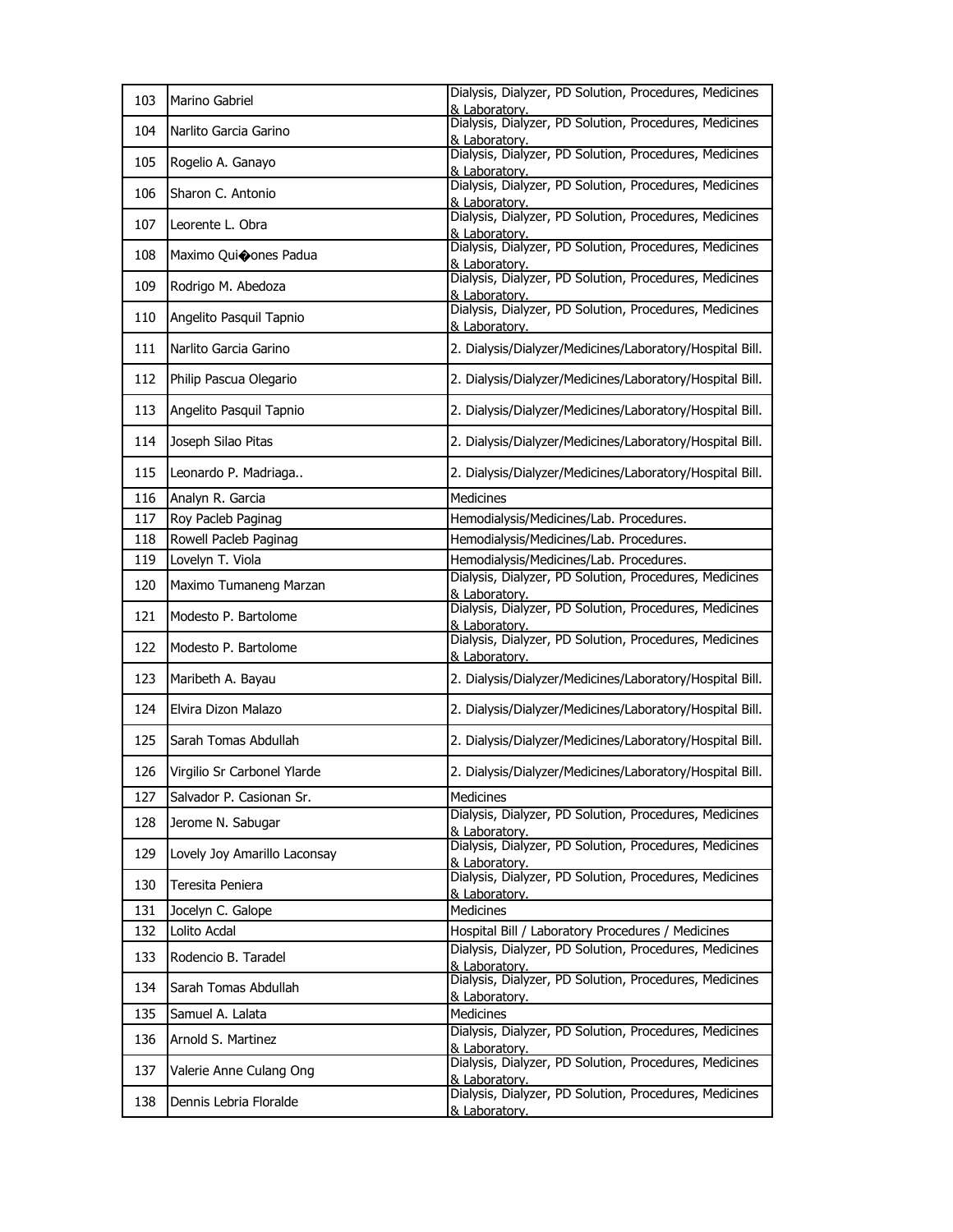| 103 | Marino Gabriel | Dialysis, Dialyzer, PD Solution, Procedures, Medicines & Laboratory. |
|---|---|---|
| 104 | Narlito Garcia Garino | Dialysis, Dialyzer, PD Solution, Procedures, Medicines & Laboratory. |
| 105 | Rogelio A. Ganayo | Dialysis, Dialyzer, PD Solution, Procedures, Medicines & Laboratory. |
| 106 | Sharon C. Antonio | Dialysis, Dialyzer, PD Solution, Procedures, Medicines & Laboratory. |
| 107 | Leorente L. Obra | Dialysis, Dialyzer, PD Solution, Procedures, Medicines & Laboratory. |
| 108 | Maximo Qui�ones Padua | Dialysis, Dialyzer, PD Solution, Procedures, Medicines & Laboratory. |
| 109 | Rodrigo M. Abedoza | Dialysis, Dialyzer, PD Solution, Procedures, Medicines & Laboratory. |
| 110 | Angelito Pasquil Tapnio | Dialysis, Dialyzer, PD Solution, Procedures, Medicines & Laboratory. |
| 111 | Narlito Garcia Garino | 2. Dialysis/Dialyzer/Medicines/Laboratory/Hospital Bill. |
| 112 | Philip Pascua Olegario | 2. Dialysis/Dialyzer/Medicines/Laboratory/Hospital Bill. |
| 113 | Angelito Pasquil Tapnio | 2. Dialysis/Dialyzer/Medicines/Laboratory/Hospital Bill. |
| 114 | Joseph Silao Pitas | 2. Dialysis/Dialyzer/Medicines/Laboratory/Hospital Bill. |
| 115 | Leonardo P. Madriaga.. | 2. Dialysis/Dialyzer/Medicines/Laboratory/Hospital Bill. |
| 116 | Analyn R. Garcia | Medicines |
| 117 | Roy Pacleb Paginag | Hemodialysis/Medicines/Lab. Procedures. |
| 118 | Rowell Pacleb Paginag | Hemodialysis/Medicines/Lab. Procedures. |
| 119 | Lovelyn T. Viola | Hemodialysis/Medicines/Lab. Procedures. |
| 120 | Maximo Tumaneng Marzan | Dialysis, Dialyzer, PD Solution, Procedures, Medicines & Laboratory. |
| 121 | Modesto P. Bartolome | Dialysis, Dialyzer, PD Solution, Procedures, Medicines & Laboratory. |
| 122 | Modesto P. Bartolome | Dialysis, Dialyzer, PD Solution, Procedures, Medicines & Laboratory. |
| 123 | Maribeth A. Bayau | 2. Dialysis/Dialyzer/Medicines/Laboratory/Hospital Bill. |
| 124 | Elvira Dizon Malazo | 2. Dialysis/Dialyzer/Medicines/Laboratory/Hospital Bill. |
| 125 | Sarah Tomas Abdullah | 2. Dialysis/Dialyzer/Medicines/Laboratory/Hospital Bill. |
| 126 | Virgilio Sr Carbonel Ylarde | 2. Dialysis/Dialyzer/Medicines/Laboratory/Hospital Bill. |
| 127 | Salvador P. Casionan Sr. | Medicines |
| 128 | Jerome N. Sabugar | Dialysis, Dialyzer, PD Solution, Procedures, Medicines & Laboratory. |
| 129 | Lovely Joy Amarillo Laconsay | Dialysis, Dialyzer, PD Solution, Procedures, Medicines & Laboratory. |
| 130 | Teresita Peniera | Dialysis, Dialyzer, PD Solution, Procedures, Medicines & Laboratory. |
| 131 | Jocelyn C. Galope | Medicines |
| 132 | Lolito Acdal | Hospital Bill / Laboratory Procedures / Medicines |
| 133 | Rodencio B. Taradel | Dialysis, Dialyzer, PD Solution, Procedures, Medicines & Laboratory. |
| 134 | Sarah Tomas Abdullah | Dialysis, Dialyzer, PD Solution, Procedures, Medicines & Laboratory. |
| 135 | Samuel A. Lalata | Medicines |
| 136 | Arnold S. Martinez | Dialysis, Dialyzer, PD Solution, Procedures, Medicines & Laboratory. |
| 137 | Valerie Anne Culang Ong | Dialysis, Dialyzer, PD Solution, Procedures, Medicines & Laboratory. |
| 138 | Dennis Lebria Floralde | Dialysis, Dialyzer, PD Solution, Procedures, Medicines & Laboratory. |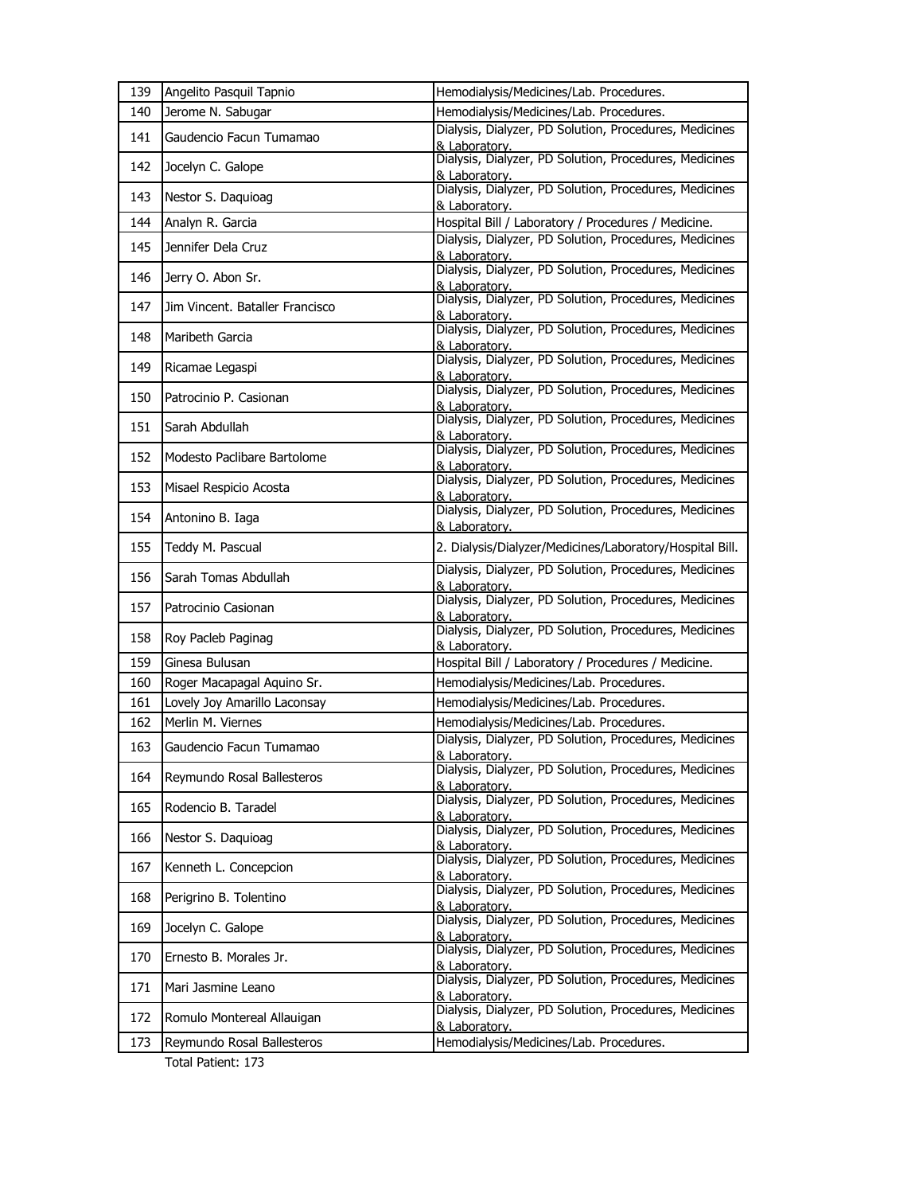| 139 | Angelito Pasquil Tapnio | Hemodialysis/Medicines/Lab. Procedures. |
|---|---|---|
| 140 | Jerome N. Sabugar | Hemodialysis/Medicines/Lab. Procedures. |
| 141 | Gaudencio Facun Tumamao | Dialysis, Dialyzer, PD Solution, Procedures, Medicines & Laboratory. |
| 142 | Jocelyn C. Galope | Dialysis, Dialyzer, PD Solution, Procedures, Medicines & Laboratory. |
| 143 | Nestor S. Daquioag | Dialysis, Dialyzer, PD Solution, Procedures, Medicines & Laboratory. |
| 144 | Analyn R. Garcia | Hospital Bill / Laboratory / Procedures / Medicine. |
| 145 | Jennifer Dela Cruz | Dialysis, Dialyzer, PD Solution, Procedures, Medicines & Laboratory. |
| 146 | Jerry O. Abon Sr. | Dialysis, Dialyzer, PD Solution, Procedures, Medicines & Laboratory. |
| 147 | Jim Vincent. Bataller Francisco | Dialysis, Dialyzer, PD Solution, Procedures, Medicines & Laboratory. |
| 148 | Maribeth Garcia | Dialysis, Dialyzer, PD Solution, Procedures, Medicines & Laboratory. |
| 149 | Ricamae Legaspi | Dialysis, Dialyzer, PD Solution, Procedures, Medicines & Laboratory. |
| 150 | Patrocinio P. Casionan | Dialysis, Dialyzer, PD Solution, Procedures, Medicines & Laboratory. |
| 151 | Sarah Abdullah | Dialysis, Dialyzer, PD Solution, Procedures, Medicines & Laboratory. |
| 152 | Modesto Paclibare Bartolome | Dialysis, Dialyzer, PD Solution, Procedures, Medicines & Laboratory. |
| 153 | Misael Respicio Acosta | Dialysis, Dialyzer, PD Solution, Procedures, Medicines & Laboratory. |
| 154 | Antonino B. Iaga | Dialysis, Dialyzer, PD Solution, Procedures, Medicines & Laboratory. |
| 155 | Teddy M. Pascual | 2. Dialysis/Dialyzer/Medicines/Laboratory/Hospital Bill. |
| 156 | Sarah Tomas Abdullah | Dialysis, Dialyzer, PD Solution, Procedures, Medicines & Laboratory. |
| 157 | Patrocinio Casionan | Dialysis, Dialyzer, PD Solution, Procedures, Medicines & Laboratory. |
| 158 | Roy Pacleb Paginag | Dialysis, Dialyzer, PD Solution, Procedures, Medicines & Laboratory. |
| 159 | Ginesa Bulusan | Hospital Bill / Laboratory / Procedures / Medicine. |
| 160 | Roger Macapagal Aquino Sr. | Hemodialysis/Medicines/Lab. Procedures. |
| 161 | Lovely Joy Amarillo Laconsay | Hemodialysis/Medicines/Lab. Procedures. |
| 162 | Merlin M. Viernes | Hemodialysis/Medicines/Lab. Procedures. |
| 163 | Gaudencio Facun Tumamao | Dialysis, Dialyzer, PD Solution, Procedures, Medicines & Laboratory. |
| 164 | Reymundo Rosal Ballesteros | Dialysis, Dialyzer, PD Solution, Procedures, Medicines & Laboratory. |
| 165 | Rodencio B. Taradel | Dialysis, Dialyzer, PD Solution, Procedures, Medicines & Laboratory. |
| 166 | Nestor S. Daquioag | Dialysis, Dialyzer, PD Solution, Procedures, Medicines & Laboratory. |
| 167 | Kenneth L. Concepcion | Dialysis, Dialyzer, PD Solution, Procedures, Medicines & Laboratory. |
| 168 | Perigrino B. Tolentino | Dialysis, Dialyzer, PD Solution, Procedures, Medicines & Laboratory. |
| 169 | Jocelyn C. Galope | Dialysis, Dialyzer, PD Solution, Procedures, Medicines & Laboratory. |
| 170 | Ernesto B. Morales Jr. | Dialysis, Dialyzer, PD Solution, Procedures, Medicines & Laboratory. |
| 171 | Mari Jasmine Leano | Dialysis, Dialyzer, PD Solution, Procedures, Medicines & Laboratory. |
| 172 | Romulo Montereal Allauigan | Dialysis, Dialyzer, PD Solution, Procedures, Medicines & Laboratory. |
| 173 | Reymundo Rosal Ballesteros | Hemodialysis/Medicines/Lab. Procedures. |

Total Patient: 173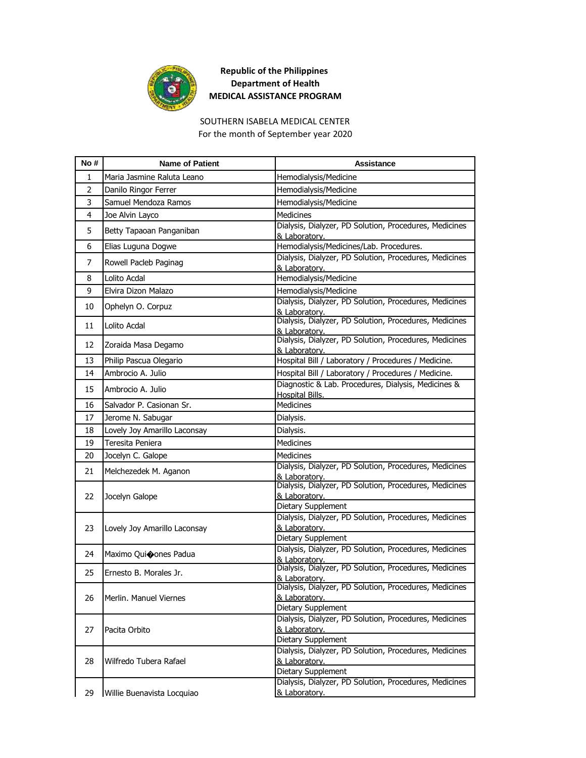**Republic of the Philippines**
**Department of Health**
**MEDICAL ASSISTANCE PROGRAM**

SOUTHERN ISABELA MEDICAL CENTER
For the month of September year 2020

| No # | Name of Patient | Assistance |
|---|---|---|
| 1 | Maria Jasmine Raluta Leano | Hemodialysis/Medicine |
| 2 | Danilo Ringor Ferrer | Hemodialysis/Medicine |
| 3 | Samuel Mendoza Ramos | Hemodialysis/Medicine |
| 4 | Joe Alvin Layco | Medicines |
| 5 | Betty Tapaoan Panganiban | Dialysis, Dialyzer, PD Solution, Procedures, Medicines & Laboratory. |
| 6 | Elias Luguna Dogwe | Hemodialysis/Medicines/Lab. Procedures. |
| 7 | Rowell Pacleb Paginag | Dialysis, Dialyzer, PD Solution, Procedures, Medicines & Laboratory. |
| 8 | Lolito Acdal | Hemodialysis/Medicine |
| 9 | Elvira Dizon Malazo | Hemodialysis/Medicine |
| 10 | Ophelyn O. Corpuz | Dialysis, Dialyzer, PD Solution, Procedures, Medicines & Laboratory. |
| 11 | Lolito Acdal | Dialysis, Dialyzer, PD Solution, Procedures, Medicines & Laboratory. |
| 12 | Zoraida Masa Degamo | Dialysis, Dialyzer, PD Solution, Procedures, Medicines & Laboratory. |
| 13 | Philip Pascua Olegario | Hospital Bill / Laboratory / Procedures / Medicine. |
| 14 | Ambrocio A. Julio | Hospital Bill / Laboratory / Procedures / Medicine. |
| 15 | Ambrocio A. Julio | Diagnostic & Lab. Procedures, Dialysis, Medicines & Hospital Bills. |
| 16 | Salvador P. Casionan Sr. | Medicines |
| 17 | Jerome N. Sabugar | Dialysis. |
| 18 | Lovely Joy Amarillo Laconsay | Dialysis. |
| 19 | Teresita Peniera | Medicines |
| 20 | Jocelyn C. Galope | Medicines |
| 21 | Melchezedek M. Aganon | Dialysis, Dialyzer, PD Solution, Procedures, Medicines & Laboratory. |
| 22 | Jocelyn Galope | Dialysis, Dialyzer, PD Solution, Procedures, Medicines & Laboratory. |
| | | Dietary Supplement |
| 23 | Lovely Joy Amarillo Laconsay | Dialysis, Dialyzer, PD Solution, Procedures, Medicines & Laboratory. |
| | | Dietary Supplement |
| 24 | Maximo Qui�ones Padua | Dialysis, Dialyzer, PD Solution, Procedures, Medicines & Laboratory. |
| 25 | Ernesto B. Morales Jr. | Dialysis, Dialyzer, PD Solution, Procedures, Medicines & Laboratory. |
| 26 | Merlin. Manuel Viernes | Dialysis, Dialyzer, PD Solution, Procedures, Medicines & Laboratory. |
| | | Dietary Supplement |
| 27 | Pacita Orbito | Dialysis, Dialyzer, PD Solution, Procedures, Medicines & Laboratory. |
| | | Dietary Supplement |
| 28 | Wilfredo Tubera Rafael | Dialysis, Dialyzer, PD Solution, Procedures, Medicines & Laboratory. |
| | | Dietary Supplement |
| 29 | Willie Buenavista Locquiao | Dialysis, Dialyzer, PD Solution, Procedures, Medicines & Laboratory. |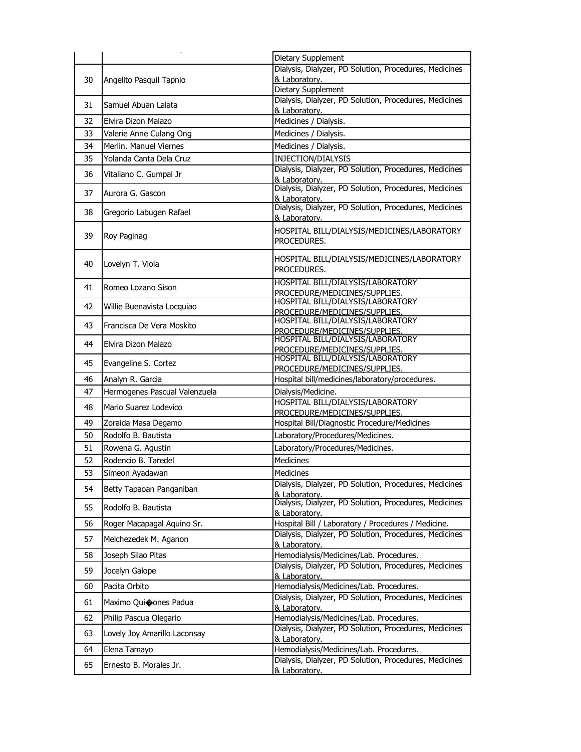| | | |
|---|---|---|
| | | Dietary Supplement |
| 30 | Angelito Pasquil Tapnio | Dialysis, Dialyzer, PD Solution, Procedures, Medicines & Laboratory. |
| | | Dietary Supplement |
| 31 | Samuel Abuan Lalata | Dialysis, Dialyzer, PD Solution, Procedures, Medicines & Laboratory. |
| 32 | Elvira Dizon Malazo | Medicines / Dialysis. |
| 33 | Valerie Anne Culang Ong | Medicines / Dialysis. |
| 34 | Merlin. Manuel Viernes | Medicines / Dialysis. |
| 35 | Yolanda Canta Dela Cruz | INJECTION/DIALYSIS |
| 36 | Vitaliano C. Gumpal Jr | Dialysis, Dialyzer, PD Solution, Procedures, Medicines & Laboratory. |
| 37 | Aurora G. Gascon | Dialysis, Dialyzer, PD Solution, Procedures, Medicines & Laboratory. |
| 38 | Gregorio Labugen Rafael | Dialysis, Dialyzer, PD Solution, Procedures, Medicines & Laboratory. |
| 39 | Roy Paginag | HOSPITAL BILL/DIALYSIS/MEDICINES/LABORATORY PROCEDURES. |
| 40 | Lovelyn T. Viola | HOSPITAL BILL/DIALYSIS/MEDICINES/LABORATORY PROCEDURES. |
| 41 | Romeo Lozano Sison | HOSPITAL BILL/DIALYSIS/LABORATORY PROCEDURE/MEDICINES/SUPPLIES. |
| 42 | Willie Buenavista Locquiao | HOSPITAL BILL/DIALYSIS/LABORATORY PROCEDURE/MEDICINES/SUPPLIES. |
| 43 | Francisca De Vera Moskito | HOSPITAL BILL/DIALYSIS/LABORATORY PROCEDURE/MEDICINES/SUPPLIES. |
| 44 | Elvira Dizon Malazo | HOSPITAL BILL/DIALYSIS/LABORATORY PROCEDURE/MEDICINES/SUPPLIES. |
| 45 | Evangeline S. Cortez | HOSPITAL BILL/DIALYSIS/LABORATORY PROCEDURE/MEDICINES/SUPPLIES. |
| 46 | Analyn R. Garcia | Hospital bill/medicines/laboratory/procedures. |
| 47 | Hermogenes Pascual Valenzuela | Dialysis/Medicine. |
| 48 | Mario Suarez Lodevico | HOSPITAL BILL/DIALYSIS/LABORATORY PROCEDURE/MEDICINES/SUPPLIES. |
| 49 | Zoraida Masa Degamo | Hospital Bill/Diagnostic Procedure/Medicines |
| 50 | Rodolfo B. Bautista | Laboratory/Procedures/Medicines. |
| 51 | Rowena G. Agustin | Laboratory/Procedures/Medicines. |
| 52 | Rodencio B. Taredel | Medicines |
| 53 | Simeon Ayadawan | Medicines |
| 54 | Betty Tapaoan Panganiban | Dialysis, Dialyzer, PD Solution, Procedures, Medicines & Laboratory. |
| 55 | Rodolfo B. Bautista | Dialysis, Dialyzer, PD Solution, Procedures, Medicines & Laboratory. |
| 56 | Roger Macapagal Aquino Sr. | Hospital Bill / Laboratory / Procedures / Medicine. |
| 57 | Melchezedek M. Aganon | Dialysis, Dialyzer, PD Solution, Procedures, Medicines & Laboratory. |
| 58 | Joseph Silao Pitas | Hemodialysis/Medicines/Lab. Procedures. |
| 59 | Jocelyn Galope | Dialysis, Dialyzer, PD Solution, Procedures, Medicines & Laboratory. |
| 60 | Pacita Orbito | Hemodialysis/Medicines/Lab. Procedures. |
| 61 | Maximo Qui�ones Padua | Dialysis, Dialyzer, PD Solution, Procedures, Medicines & Laboratory. |
| 62 | Philip Pascua Olegario | Hemodialysis/Medicines/Lab. Procedures. |
| 63 | Lovely Joy Amarillo Laconsay | Dialysis, Dialyzer, PD Solution, Procedures, Medicines & Laboratory. |
| 64 | Elena Tamayo | Hemodialysis/Medicines/Lab. Procedures. |
| 65 | Ernesto B. Morales Jr. | Dialysis, Dialyzer, PD Solution, Procedures, Medicines & Laboratory. |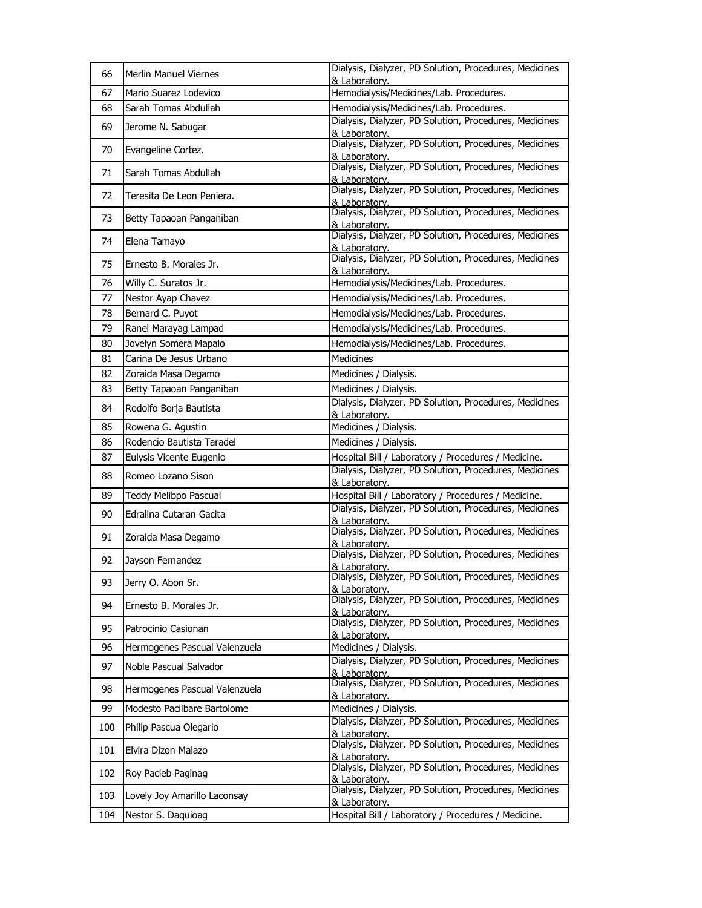| 66 | Merlin Manuel Viernes | Dialysis, Dialyzer, PD Solution, Procedures, Medicines & Laboratory. |
|---|---|---|
| 67 | Mario Suarez Lodevico | Hemodialysis/Medicines/Lab. Procedures. |
| 68 | Sarah Tomas Abdullah | Hemodialysis/Medicines/Lab. Procedures. |
| 69 | Jerome N. Sabugar | Dialysis, Dialyzer, PD Solution, Procedures, Medicines & Laboratory. |
| 70 | Evangeline Cortez. | Dialysis, Dialyzer, PD Solution, Procedures, Medicines & Laboratory. |
| 71 | Sarah Tomas Abdullah | Dialysis, Dialyzer, PD Solution, Procedures, Medicines & Laboratory. |
| 72 | Teresita De Leon Peniera. | Dialysis, Dialyzer, PD Solution, Procedures, Medicines & Laboratory. |
| 73 | Betty Tapaoan Panganiban | Dialysis, Dialyzer, PD Solution, Procedures, Medicines & Laboratory. |
| 74 | Elena Tamayo | Dialysis, Dialyzer, PD Solution, Procedures, Medicines & Laboratory. |
| 75 | Ernesto B. Morales Jr. | Dialysis, Dialyzer, PD Solution, Procedures, Medicines & Laboratory. |
| 76 | Willy C. Suratos Jr. | Hemodialysis/Medicines/Lab. Procedures. |
| 77 | Nestor Ayap Chavez | Hemodialysis/Medicines/Lab. Procedures. |
| 78 | Bernard C. Puyot | Hemodialysis/Medicines/Lab. Procedures. |
| 79 | Ranel Marayag Lampad | Hemodialysis/Medicines/Lab. Procedures. |
| 80 | Jovelyn Somera Mapalo | Hemodialysis/Medicines/Lab. Procedures. |
| 81 | Carina De Jesus Urbano | Medicines |
| 82 | Zoraida Masa Degamo | Medicines / Dialysis. |
| 83 | Betty Tapaoan Panganiban | Medicines / Dialysis. |
| 84 | Rodolfo Borja Bautista | Dialysis, Dialyzer, PD Solution, Procedures, Medicines & Laboratory. |
| 85 | Rowena G. Agustin | Medicines / Dialysis. |
| 86 | Rodencio Bautista Taradel | Medicines / Dialysis. |
| 87 | Eulysis Vicente Eugenio | Hospital Bill / Laboratory / Procedures / Medicine. |
| 88 | Romeo Lozano Sison | Dialysis, Dialyzer, PD Solution, Procedures, Medicines & Laboratory. |
| 89 | Teddy Melibpo Pascual | Hospital Bill / Laboratory / Procedures / Medicine. |
| 90 | Edralina Cutaran Gacita | Dialysis, Dialyzer, PD Solution, Procedures, Medicines & Laboratory. |
| 91 | Zoraida Masa Degamo | Dialysis, Dialyzer, PD Solution, Procedures, Medicines & Laboratory. |
| 92 | Jayson Fernandez | Dialysis, Dialyzer, PD Solution, Procedures, Medicines & Laboratory. |
| 93 | Jerry O. Abon Sr. | Dialysis, Dialyzer, PD Solution, Procedures, Medicines & Laboratory. |
| 94 | Ernesto B. Morales Jr. | Dialysis, Dialyzer, PD Solution, Procedures, Medicines & Laboratory. |
| 95 | Patrocinio Casionan | Dialysis, Dialyzer, PD Solution, Procedures, Medicines & Laboratory. |
| 96 | Hermogenes Pascual Valenzuela | Medicines / Dialysis. |
| 97 | Noble Pascual Salvador | Dialysis, Dialyzer, PD Solution, Procedures, Medicines & Laboratory. |
| 98 | Hermogenes Pascual Valenzuela | Dialysis, Dialyzer, PD Solution, Procedures, Medicines & Laboratory. |
| 99 | Modesto Paclibare Bartolome | Medicines / Dialysis. |
| 100 | Philip Pascua Olegario | Dialysis, Dialyzer, PD Solution, Procedures, Medicines & Laboratory. |
| 101 | Elvira Dizon Malazo | Dialysis, Dialyzer, PD Solution, Procedures, Medicines & Laboratory. |
| 102 | Roy Pacleb Paginag | Dialysis, Dialyzer, PD Solution, Procedures, Medicines & Laboratory. |
| 103 | Lovely Joy Amarillo Laconsay | Dialysis, Dialyzer, PD Solution, Procedures, Medicines & Laboratory. |
| 104 | Nestor S. Daquioag | Hospital Bill / Laboratory / Procedures / Medicine. |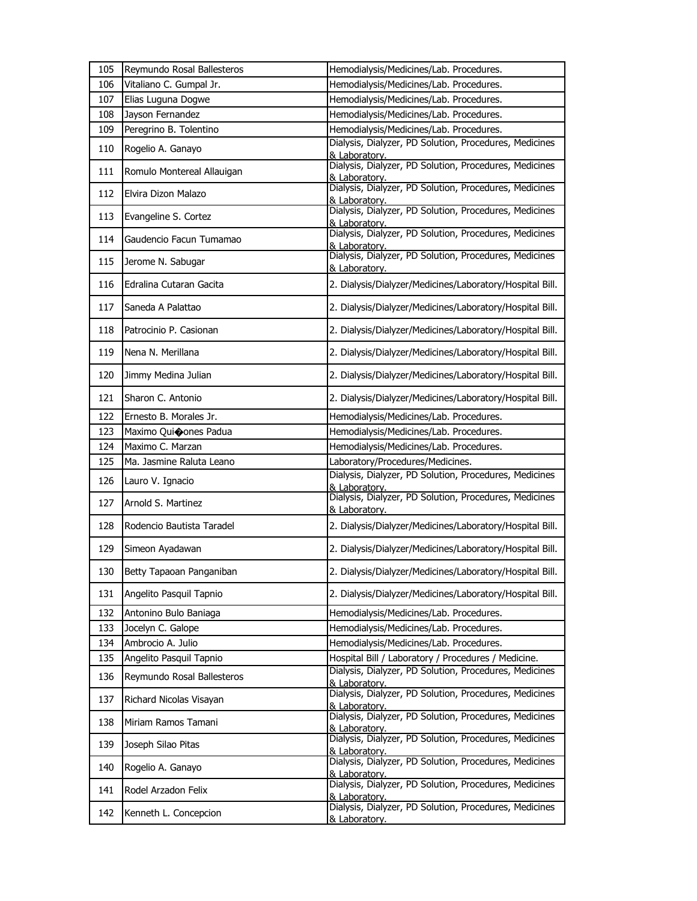| | | |
|---|---|---|
| 105 | Reymundo Rosal Ballesteros | Hemodialysis/Medicines/Lab. Procedures. |
| 106 | Vitaliano C. Gumpal Jr. | Hemodialysis/Medicines/Lab. Procedures. |
| 107 | Elias Luguna Dogwe | Hemodialysis/Medicines/Lab. Procedures. |
| 108 | Jayson Fernandez | Hemodialysis/Medicines/Lab. Procedures. |
| 109 | Peregrino B. Tolentino | Hemodialysis/Medicines/Lab. Procedures. |
| 110 | Rogelio A. Ganayo | Dialysis, Dialyzer, PD Solution, Procedures, Medicines & Laboratory. |
| 111 | Romulo Montereal Allauigan | Dialysis, Dialyzer, PD Solution, Procedures, Medicines & Laboratory. |
| 112 | Elvira Dizon Malazo | Dialysis, Dialyzer, PD Solution, Procedures, Medicines & Laboratory. |
| 113 | Evangeline S. Cortez | Dialysis, Dialyzer, PD Solution, Procedures, Medicines & Laboratory. |
| 114 | Gaudencio Facun Tumamao | Dialysis, Dialyzer, PD Solution, Procedures, Medicines & Laboratory. |
| 115 | Jerome N. Sabugar | Dialysis, Dialyzer, PD Solution, Procedures, Medicines & Laboratory. |
| 116 | Edralina Cutaran Gacita | 2. Dialysis/Dialyzer/Medicines/Laboratory/Hospital Bill. |
| 117 | Saneda A Palattao | 2. Dialysis/Dialyzer/Medicines/Laboratory/Hospital Bill. |
| 118 | Patrocinio P. Casionan | 2. Dialysis/Dialyzer/Medicines/Laboratory/Hospital Bill. |
| 119 | Nena N. Merillana | 2. Dialysis/Dialyzer/Medicines/Laboratory/Hospital Bill. |
| 120 | Jimmy Medina Julian | 2. Dialysis/Dialyzer/Medicines/Laboratory/Hospital Bill. |
| 121 | Sharon C. Antonio | 2. Dialysis/Dialyzer/Medicines/Laboratory/Hospital Bill. |
| 122 | Ernesto B. Morales Jr. | Hemodialysis/Medicines/Lab. Procedures. |
| 123 | Maximo Qui�ones Padua | Hemodialysis/Medicines/Lab. Procedures. |
| 124 | Maximo C. Marzan | Hemodialysis/Medicines/Lab. Procedures. |
| 125 | Ma. Jasmine Raluta Leano | Laboratory/Procedures/Medicines. |
| 126 | Lauro V. Ignacio | Dialysis, Dialyzer, PD Solution, Procedures, Medicines & Laboratory. |
| 127 | Arnold S. Martinez | Dialysis, Dialyzer, PD Solution, Procedures, Medicines & Laboratory. |
| 128 | Rodencio Bautista Taradel | 2. Dialysis/Dialyzer/Medicines/Laboratory/Hospital Bill. |
| 129 | Simeon Ayadawan | 2. Dialysis/Dialyzer/Medicines/Laboratory/Hospital Bill. |
| 130 | Betty Tapaoan Panganiban | 2. Dialysis/Dialyzer/Medicines/Laboratory/Hospital Bill. |
| 131 | Angelito Pasquil Tapnio | 2. Dialysis/Dialyzer/Medicines/Laboratory/Hospital Bill. |
| 132 | Antonino Bulo Baniaga | Hemodialysis/Medicines/Lab. Procedures. |
| 133 | Jocelyn C. Galope | Hemodialysis/Medicines/Lab. Procedures. |
| 134 | Ambrocio A. Julio | Hemodialysis/Medicines/Lab. Procedures. |
| 135 | Angelito Pasquil Tapnio | Hospital Bill / Laboratory / Procedures / Medicine. |
| 136 | Reymundo Rosal Ballesteros | Dialysis, Dialyzer, PD Solution, Procedures, Medicines & Laboratory. |
| 137 | Richard Nicolas Visayan | Dialysis, Dialyzer, PD Solution, Procedures, Medicines & Laboratory. |
| 138 | Miriam Ramos Tamani | Dialysis, Dialyzer, PD Solution, Procedures, Medicines & Laboratory. |
| 139 | Joseph Silao Pitas | Dialysis, Dialyzer, PD Solution, Procedures, Medicines & Laboratory. |
| 140 | Rogelio A. Ganayo | Dialysis, Dialyzer, PD Solution, Procedures, Medicines & Laboratory. |
| 141 | Rodel Arzadon Felix | Dialysis, Dialyzer, PD Solution, Procedures, Medicines & Laboratory. |
| 142 | Kenneth L. Concepcion | Dialysis, Dialyzer, PD Solution, Procedures, Medicines & Laboratory. |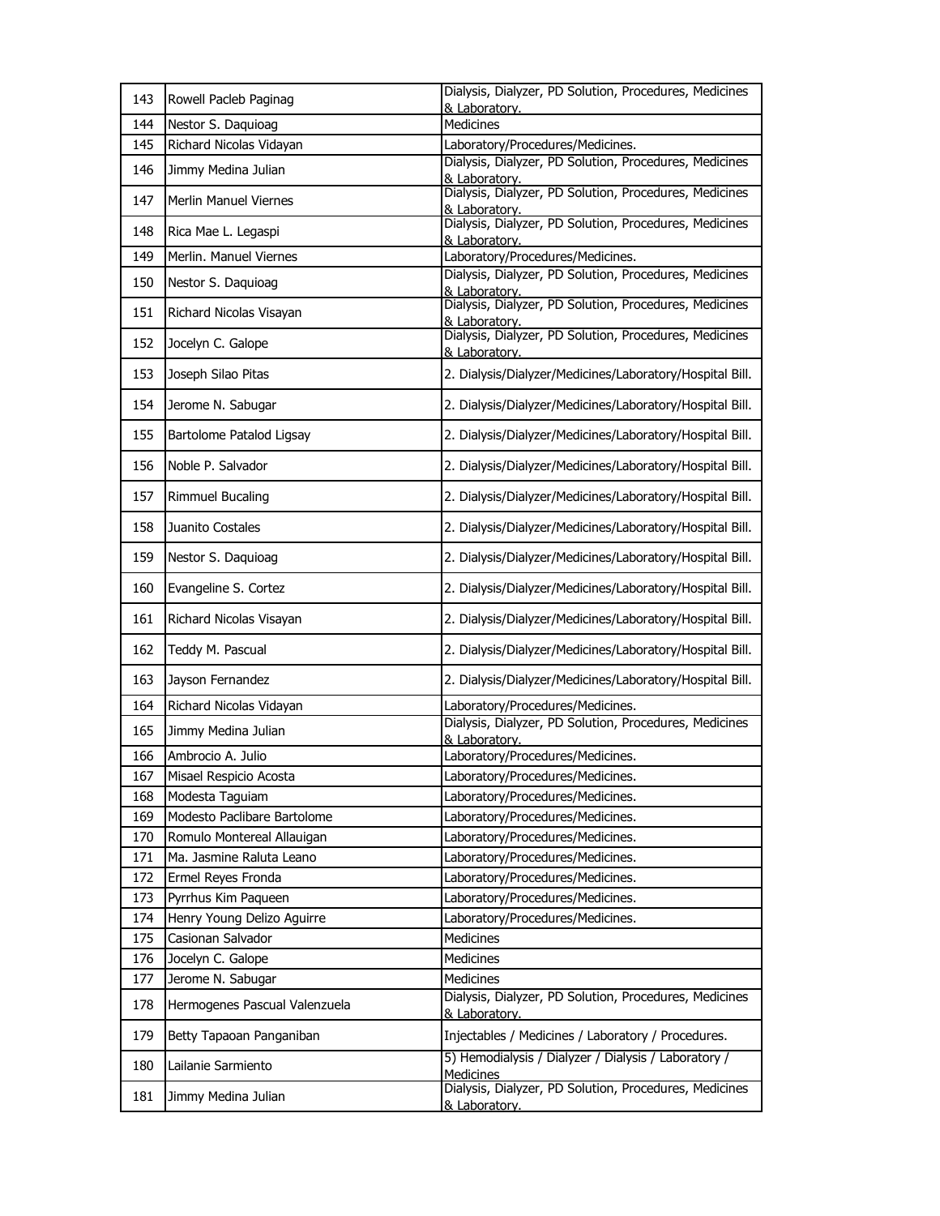| | | |
|---|---|---|
| 143 | Rowell Pacleb Paginag | Dialysis, Dialyzer, PD Solution, Procedures, Medicines & Laboratory. |
| 144 | Nestor S. Daquioag | Medicines |
| 145 | Richard Nicolas Vidayan | Laboratory/Procedures/Medicines. |
| 146 | Jimmy Medina Julian | Dialysis, Dialyzer, PD Solution, Procedures, Medicines & Laboratory. |
| 147 | Merlin Manuel Viernes | Dialysis, Dialyzer, PD Solution, Procedures, Medicines & Laboratory. |
| 148 | Rica Mae L. Legaspi | Dialysis, Dialyzer, PD Solution, Procedures, Medicines & Laboratory. |
| 149 | Merlin. Manuel Viernes | Laboratory/Procedures/Medicines. |
| 150 | Nestor S. Daquioag | Dialysis, Dialyzer, PD Solution, Procedures, Medicines & Laboratory. |
| 151 | Richard Nicolas Visayan | Dialysis, Dialyzer, PD Solution, Procedures, Medicines & Laboratory. |
| 152 | Jocelyn C. Galope | Dialysis, Dialyzer, PD Solution, Procedures, Medicines & Laboratory. |
| 153 | Joseph Silao Pitas | 2. Dialysis/Dialyzer/Medicines/Laboratory/Hospital Bill. |
| 154 | Jerome N. Sabugar | 2. Dialysis/Dialyzer/Medicines/Laboratory/Hospital Bill. |
| 155 | Bartolome Patalod Ligsay | 2. Dialysis/Dialyzer/Medicines/Laboratory/Hospital Bill. |
| 156 | Noble P. Salvador | 2. Dialysis/Dialyzer/Medicines/Laboratory/Hospital Bill. |
| 157 | Rimmuel Bucaling | 2. Dialysis/Dialyzer/Medicines/Laboratory/Hospital Bill. |
| 158 | Juanito Costales | 2. Dialysis/Dialyzer/Medicines/Laboratory/Hospital Bill. |
| 159 | Nestor S. Daquioag | 2. Dialysis/Dialyzer/Medicines/Laboratory/Hospital Bill. |
| 160 | Evangeline S. Cortez | 2. Dialysis/Dialyzer/Medicines/Laboratory/Hospital Bill. |
| 161 | Richard Nicolas Visayan | 2. Dialysis/Dialyzer/Medicines/Laboratory/Hospital Bill. |
| 162 | Teddy M. Pascual | 2. Dialysis/Dialyzer/Medicines/Laboratory/Hospital Bill. |
| 163 | Jayson Fernandez | 2. Dialysis/Dialyzer/Medicines/Laboratory/Hospital Bill. |
| 164 | Richard Nicolas Vidayan | Laboratory/Procedures/Medicines. |
| 165 | Jimmy Medina Julian | Dialysis, Dialyzer, PD Solution, Procedures, Medicines & Laboratory. |
| 166 | Ambrocio A. Julio | Laboratory/Procedures/Medicines. |
| 167 | Misael Respicio Acosta | Laboratory/Procedures/Medicines. |
| 168 | Modesta Taguiam | Laboratory/Procedures/Medicines. |
| 169 | Modesto Paclibare Bartolome | Laboratory/Procedures/Medicines. |
| 170 | Romulo Montereal Allauigan | Laboratory/Procedures/Medicines. |
| 171 | Ma. Jasmine Raluta Leano | Laboratory/Procedures/Medicines. |
| 172 | Ermel Reyes Fronda | Laboratory/Procedures/Medicines. |
| 173 | Pyrrhus Kim Paqueen | Laboratory/Procedures/Medicines. |
| 174 | Henry Young Delizo Aguirre | Laboratory/Procedures/Medicines. |
| 175 | Casionan Salvador | Medicines |
| 176 | Jocelyn C. Galope | Medicines |
| 177 | Jerome N. Sabugar | Medicines |
| 178 | Hermogenes Pascual Valenzuela | Dialysis, Dialyzer, PD Solution, Procedures, Medicines & Laboratory. |
| 179 | Betty Tapaoan Panganiban | Injectables / Medicines / Laboratory / Procedures. |
| 180 | Lailanie Sarmiento | 5) Hemodialysis / Dialyzer / Dialysis / Laboratory / Medicines |
| 181 | Jimmy Medina Julian | Dialysis, Dialyzer, PD Solution, Procedures, Medicines & Laboratory. |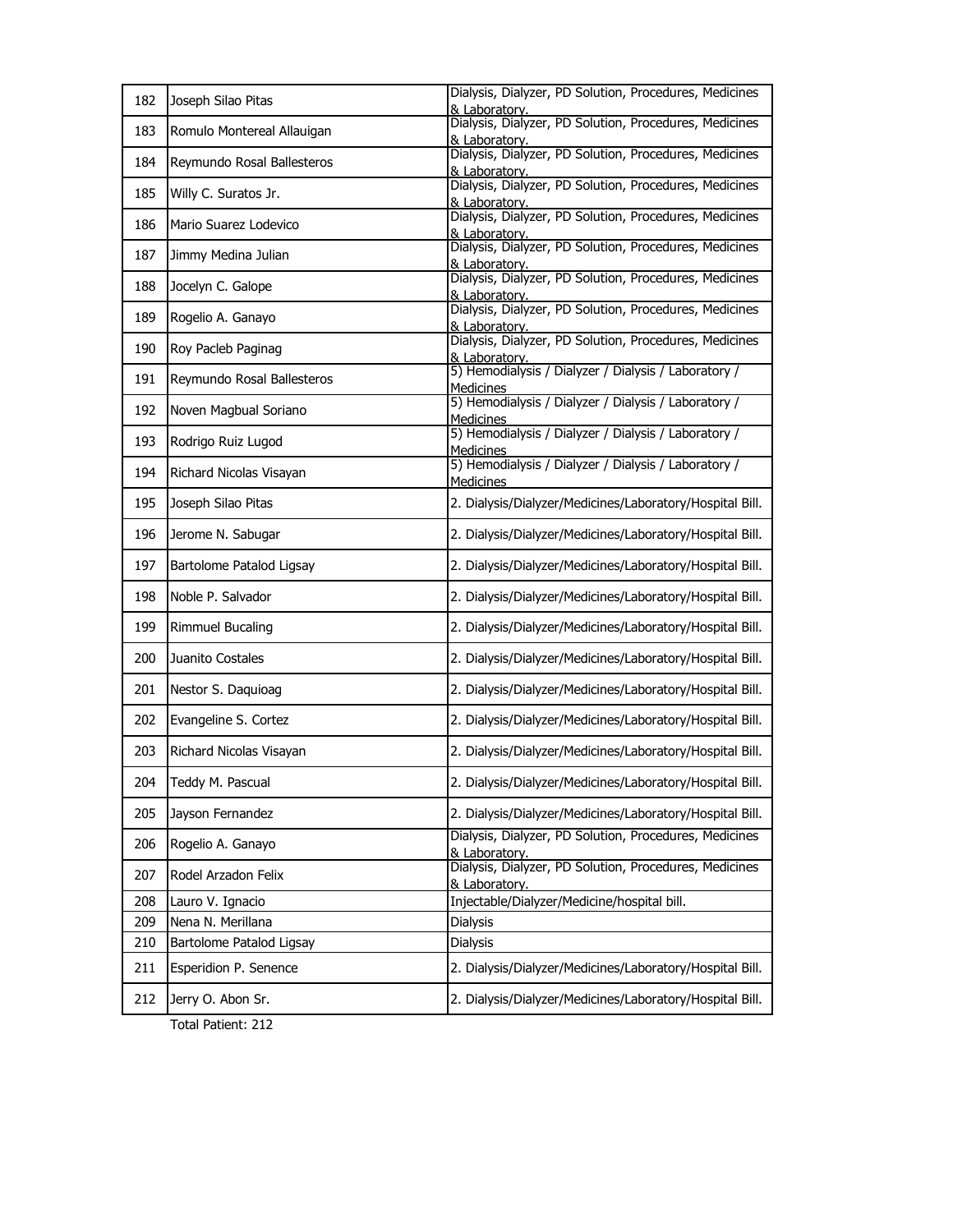| 182 | Joseph Silao Pitas | Dialysis, Dialyzer, PD Solution, Procedures, Medicines & Laboratory. |
|---|---|---|
| 183 | Romulo Montereal Allauigan | Dialysis, Dialyzer, PD Solution, Procedures, Medicines & Laboratory. |
| 184 | Reymundo Rosal Ballesteros | Dialysis, Dialyzer, PD Solution, Procedures, Medicines & Laboratory. |
| 185 | Willy C. Suratos Jr. | Dialysis, Dialyzer, PD Solution, Procedures, Medicines & Laboratory. |
| 186 | Mario Suarez Lodevico | Dialysis, Dialyzer, PD Solution, Procedures, Medicines & Laboratory. |
| 187 | Jimmy Medina Julian | Dialysis, Dialyzer, PD Solution, Procedures, Medicines & Laboratory. |
| 188 | Jocelyn C. Galope | Dialysis, Dialyzer, PD Solution, Procedures, Medicines & Laboratory. |
| 189 | Rogelio A. Ganayo | Dialysis, Dialyzer, PD Solution, Procedures, Medicines & Laboratory. |
| 190 | Roy Pacleb Paginag | Dialysis, Dialyzer, PD Solution, Procedures, Medicines & Laboratory. |
| 191 | Reymundo Rosal Ballesteros | 5) Hemodialysis / Dialyzer / Dialysis / Laboratory / Medicines |
| 192 | Noven Magbual Soriano | 5) Hemodialysis / Dialyzer / Dialysis / Laboratory / Medicines |
| 193 | Rodrigo Ruiz Lugod | 5) Hemodialysis / Dialyzer / Dialysis / Laboratory / Medicines |
| 194 | Richard Nicolas Visayan | 5) Hemodialysis / Dialyzer / Dialysis / Laboratory / Medicines |
| 195 | Joseph Silao Pitas | 2. Dialysis/Dialyzer/Medicines/Laboratory/Hospital Bill. |
| 196 | Jerome N. Sabugar | 2. Dialysis/Dialyzer/Medicines/Laboratory/Hospital Bill. |
| 197 | Bartolome Patalod Ligsay | 2. Dialysis/Dialyzer/Medicines/Laboratory/Hospital Bill. |
| 198 | Noble P. Salvador | 2. Dialysis/Dialyzer/Medicines/Laboratory/Hospital Bill. |
| 199 | Rimmuel Bucaling | 2. Dialysis/Dialyzer/Medicines/Laboratory/Hospital Bill. |
| 200 | Juanito Costales | 2. Dialysis/Dialyzer/Medicines/Laboratory/Hospital Bill. |
| 201 | Nestor S. Daquioag | 2. Dialysis/Dialyzer/Medicines/Laboratory/Hospital Bill. |
| 202 | Evangeline S. Cortez | 2. Dialysis/Dialyzer/Medicines/Laboratory/Hospital Bill. |
| 203 | Richard Nicolas Visayan | 2. Dialysis/Dialyzer/Medicines/Laboratory/Hospital Bill. |
| 204 | Teddy M. Pascual | 2. Dialysis/Dialyzer/Medicines/Laboratory/Hospital Bill. |
| 205 | Jayson Fernandez | 2. Dialysis/Dialyzer/Medicines/Laboratory/Hospital Bill. |
| 206 | Rogelio A. Ganayo | Dialysis, Dialyzer, PD Solution, Procedures, Medicines & Laboratory. |
| 207 | Rodel Arzadon Felix | Dialysis, Dialyzer, PD Solution, Procedures, Medicines & Laboratory. |
| 208 | Lauro V. Ignacio | Injectable/Dialyzer/Medicine/hospital bill. |
| 209 | Nena N. Merillana | Dialysis |
| 210 | Bartolome Patalod Ligsay | Dialysis |
| 211 | Esperidion P. Senence | 2. Dialysis/Dialyzer/Medicines/Laboratory/Hospital Bill. |
| 212 | Jerry O. Abon Sr. | 2. Dialysis/Dialyzer/Medicines/Laboratory/Hospital Bill. |

Total Patient: 212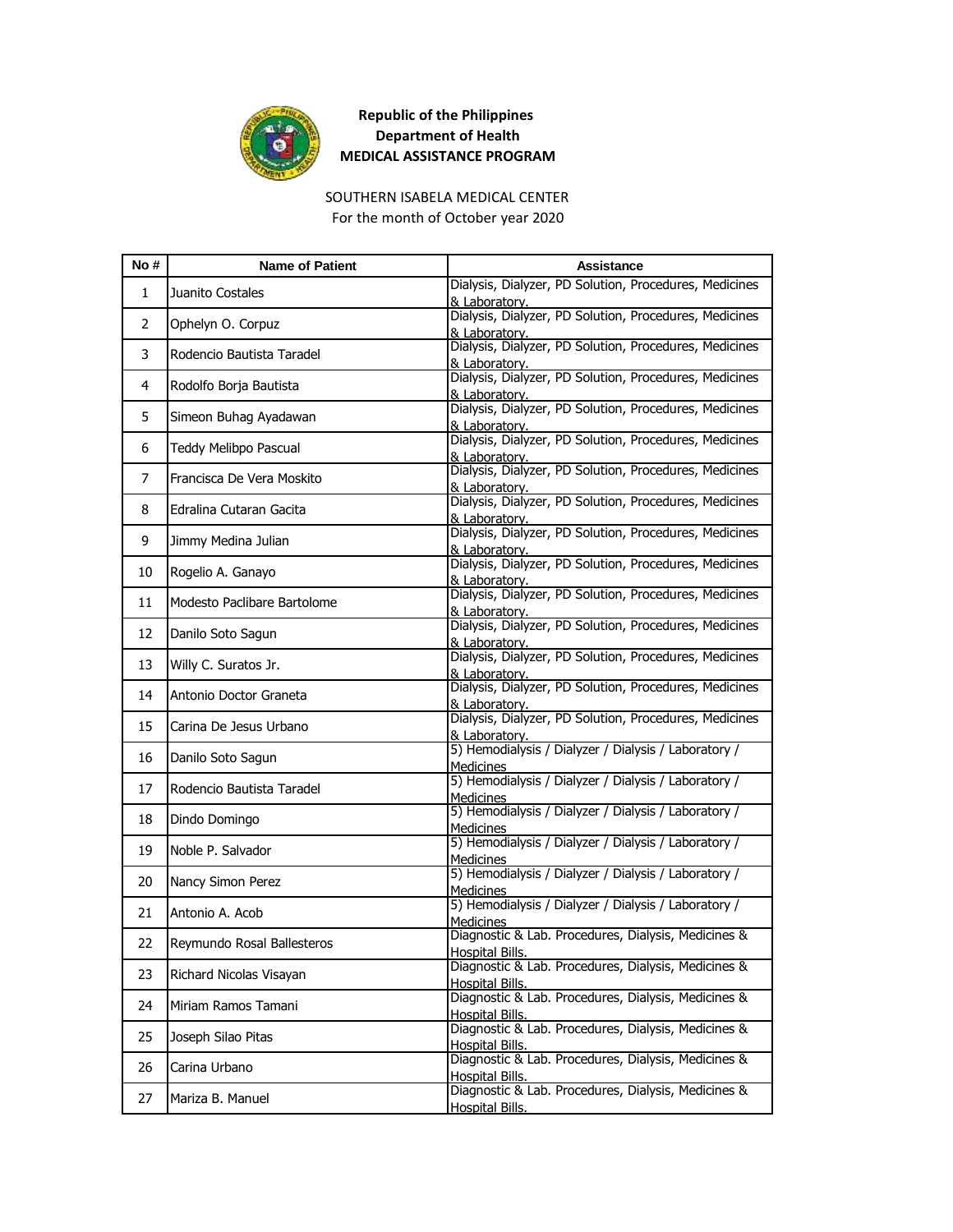**Republic of the Philippines**
**Department of Health**
**MEDICAL ASSISTANCE PROGRAM**

SOUTHERN ISABELA MEDICAL CENTER
For the month of October year 2020

| No # | Name of Patient | Assistance |
|---|---|---|
| 1 | Juanito Costales | Dialysis, Dialyzer, PD Solution, Procedures, Medicines & Laboratory. |
| 2 | Ophelyn O. Corpuz | Dialysis, Dialyzer, PD Solution, Procedures, Medicines & Laboratory. |
| 3 | Rodencio Bautista Taradel | Dialysis, Dialyzer, PD Solution, Procedures, Medicines & Laboratory. |
| 4 | Rodolfo Borja Bautista | Dialysis, Dialyzer, PD Solution, Procedures, Medicines & Laboratory. |
| 5 | Simeon Buhag Ayadawan | Dialysis, Dialyzer, PD Solution, Procedures, Medicines & Laboratory. |
| 6 | Teddy Melibpo Pascual | Dialysis, Dialyzer, PD Solution, Procedures, Medicines & Laboratory. |
| 7 | Francisca De Vera Moskito | Dialysis, Dialyzer, PD Solution, Procedures, Medicines & Laboratory. |
| 8 | Edralina Cutaran Gacita | Dialysis, Dialyzer, PD Solution, Procedures, Medicines & Laboratory. |
| 9 | Jimmy Medina Julian | Dialysis, Dialyzer, PD Solution, Procedures, Medicines & Laboratory. |
| 10 | Rogelio A. Ganayo | Dialysis, Dialyzer, PD Solution, Procedures, Medicines & Laboratory. |
| 11 | Modesto Paclibare Bartolome | Dialysis, Dialyzer, PD Solution, Procedures, Medicines & Laboratory. |
| 12 | Danilo Soto Sagun | Dialysis, Dialyzer, PD Solution, Procedures, Medicines & Laboratory. |
| 13 | Willy C. Suratos Jr. | Dialysis, Dialyzer, PD Solution, Procedures, Medicines & Laboratory. |
| 14 | Antonio Doctor Graneta | Dialysis, Dialyzer, PD Solution, Procedures, Medicines & Laboratory. |
| 15 | Carina De Jesus Urbano | Dialysis, Dialyzer, PD Solution, Procedures, Medicines & Laboratory. |
| 16 | Danilo Soto Sagun | 5) Hemodialysis / Dialyzer / Dialysis / Laboratory / Medicines |
| 17 | Rodencio Bautista Taradel | 5) Hemodialysis / Dialyzer / Dialysis / Laboratory / Medicines |
| 18 | Dindo Domingo | 5) Hemodialysis / Dialyzer / Dialysis / Laboratory / Medicines |
| 19 | Noble P. Salvador | 5) Hemodialysis / Dialyzer / Dialysis / Laboratory / Medicines |
| 20 | Nancy Simon Perez | 5) Hemodialysis / Dialyzer / Dialysis / Laboratory / Medicines |
| 21 | Antonio A. Acob | 5) Hemodialysis / Dialyzer / Dialysis / Laboratory / Medicines |
| 22 | Reymundo Rosal Ballesteros | Diagnostic & Lab. Procedures, Dialysis, Medicines & Hospital Bills. |
| 23 | Richard Nicolas Visayan | Diagnostic & Lab. Procedures, Dialysis, Medicines & Hospital Bills. |
| 24 | Miriam Ramos Tamani | Diagnostic & Lab. Procedures, Dialysis, Medicines & Hospital Bills. |
| 25 | Joseph Silao Pitas | Diagnostic & Lab. Procedures, Dialysis, Medicines & Hospital Bills. |
| 26 | Carina Urbano | Diagnostic & Lab. Procedures, Dialysis, Medicines & Hospital Bills. |
| 27 | Mariza B. Manuel | Diagnostic & Lab. Procedures, Dialysis, Medicines & Hospital Bills. |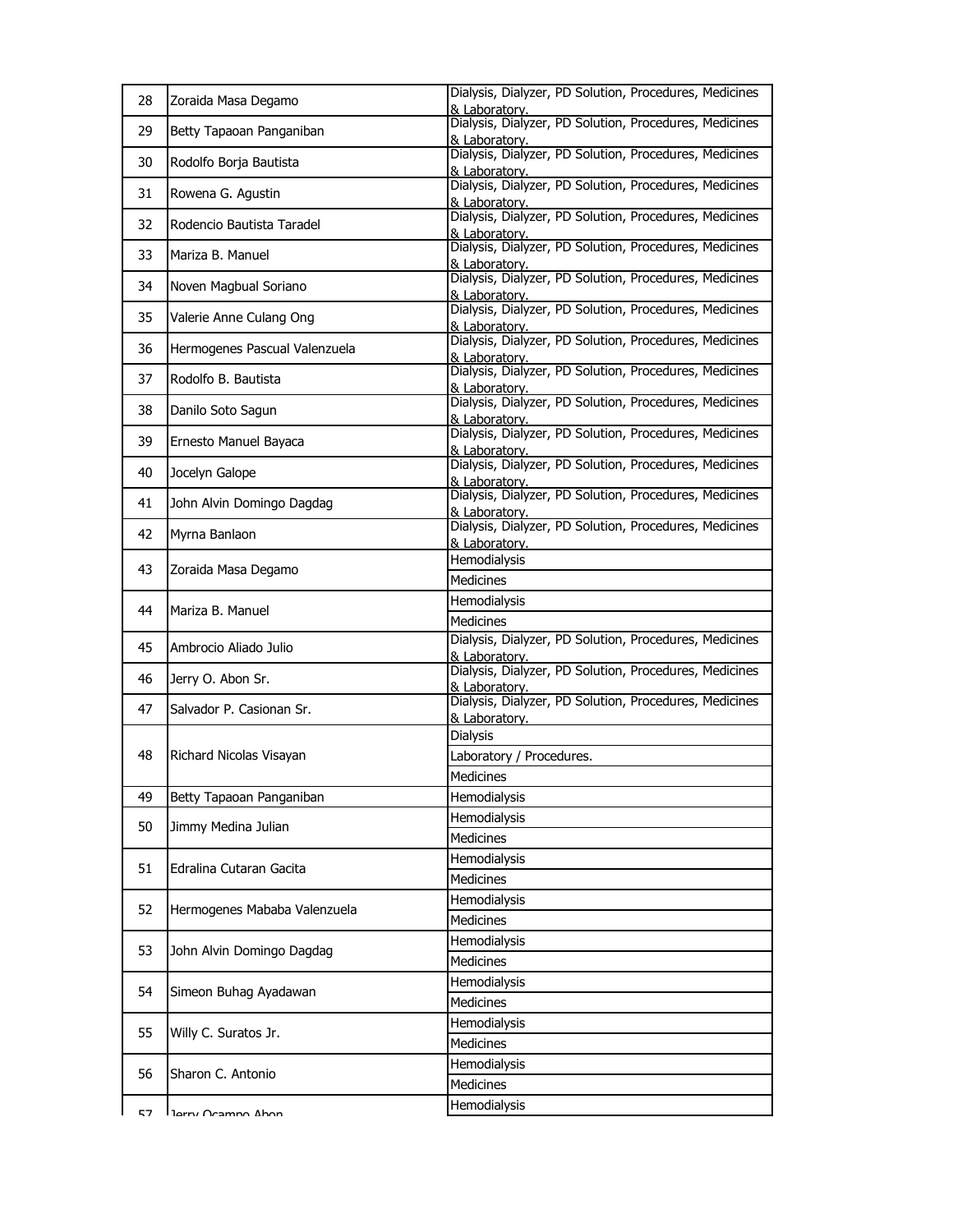| 28 | Zoraida Masa Degamo | Dialysis, Dialyzer, PD Solution, Procedures, Medicines & Laboratory. |
|---|---|---|
| 29 | Betty Tapaoan Panganiban | Dialysis, Dialyzer, PD Solution, Procedures, Medicines & Laboratory. |
| 30 | Rodolfo Borja Bautista | Dialysis, Dialyzer, PD Solution, Procedures, Medicines & Laboratory. |
| 31 | Rowena G. Agustin | Dialysis, Dialyzer, PD Solution, Procedures, Medicines & Laboratory. |
| 32 | Rodencio Bautista Taradel | Dialysis, Dialyzer, PD Solution, Procedures, Medicines & Laboratory. |
| 33 | Mariza B. Manuel | Dialysis, Dialyzer, PD Solution, Procedures, Medicines & Laboratory. |
| 34 | Noven Magbual Soriano | Dialysis, Dialyzer, PD Solution, Procedures, Medicines & Laboratory. |
| 35 | Valerie Anne Culang Ong | Dialysis, Dialyzer, PD Solution, Procedures, Medicines & Laboratory. |
| 36 | Hermogenes Pascual Valenzuela | Dialysis, Dialyzer, PD Solution, Procedures, Medicines & Laboratory. |
| 37 | Rodolfo B. Bautista | Dialysis, Dialyzer, PD Solution, Procedures, Medicines & Laboratory. |
| 38 | Danilo Soto Sagun | Dialysis, Dialyzer, PD Solution, Procedures, Medicines & Laboratory. |
| 39 | Ernesto Manuel Bayaca | Dialysis, Dialyzer, PD Solution, Procedures, Medicines & Laboratory. |
| 40 | Jocelyn Galope | Dialysis, Dialyzer, PD Solution, Procedures, Medicines & Laboratory. |
| 41 | John Alvin Domingo Dagdag | Dialysis, Dialyzer, PD Solution, Procedures, Medicines & Laboratory. |
| 42 | Myrna Banlaon | Dialysis, Dialyzer, PD Solution, Procedures, Medicines & Laboratory. |
| 43 | Zoraida Masa Degamo | Hemodialysis |
| | | Medicines |
| 44 | Mariza B. Manuel | Hemodialysis |
| | | Medicines |
| 45 | Ambrocio Aliado Julio | Dialysis, Dialyzer, PD Solution, Procedures, Medicines & Laboratory. |
| 46 | Jerry O. Abon Sr. | Dialysis, Dialyzer, PD Solution, Procedures, Medicines & Laboratory. |
| 47 | Salvador P. Casionan Sr. | Dialysis, Dialyzer, PD Solution, Procedures, Medicines & Laboratory. |
| 48 | Richard Nicolas Visayan | Dialysis |
| | | Laboratory / Procedures. |
| | | Medicines |
| 49 | Betty Tapaoan Panganiban | Hemodialysis |
| 50 | Jimmy Medina Julian | Hemodialysis |
| | | Medicines |
| 51 | Edralina Cutaran Gacita | Hemodialysis |
| | | Medicines |
| 52 | Hermogenes Mababa Valenzuela | Hemodialysis |
| | | Medicines |
| 53 | John Alvin Domingo Dagdag | Hemodialysis |
| | | Medicines |
| 54 | Simeon Buhag Ayadawan | Hemodialysis |
| | | Medicines |
| 55 | Willy C. Suratos Jr. | Hemodialysis |
| | | Medicines |
| 56 | Sharon C. Antonio | Hemodialysis |
| | | Medicines |
| 57 | Jerry Ocampo Abon | Hemodialysis |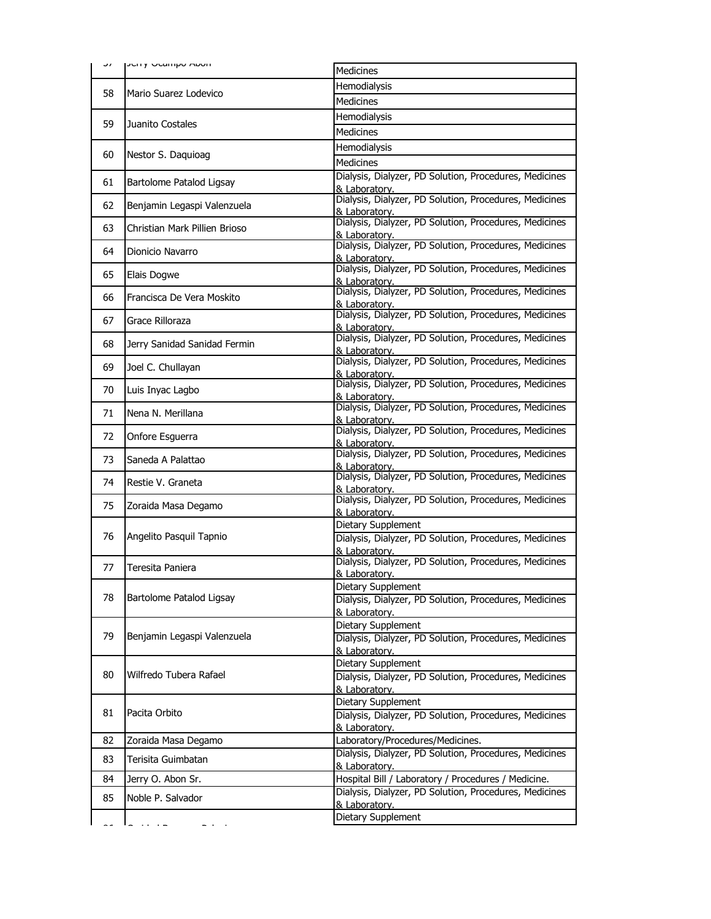| | | |
|---|---|---|
| 57 | Jerry Ocampo Abon | Medicines |
| 58 | Mario Suarez Lodevico | Hemodialysis |
| | | Medicines |
| 59 | Juanito Costales | Hemodialysis |
| | | Medicines |
| 60 | Nestor S. Daquioag | Hemodialysis |
| | | Medicines |
| 61 | Bartolome Patalod Ligsay | Dialysis, Dialyzer, PD Solution, Procedures, Medicines & Laboratory. |
| 62 | Benjamin Legaspi Valenzuela | Dialysis, Dialyzer, PD Solution, Procedures, Medicines & Laboratory. |
| 63 | Christian Mark Pillien Brioso | Dialysis, Dialyzer, PD Solution, Procedures, Medicines & Laboratory. |
| 64 | Dionicio Navarro | Dialysis, Dialyzer, PD Solution, Procedures, Medicines & Laboratory. |
| 65 | Elais Dogwe | Dialysis, Dialyzer, PD Solution, Procedures, Medicines & Laboratory. |
| 66 | Francisca De Vera Moskito | Dialysis, Dialyzer, PD Solution, Procedures, Medicines & Laboratory. |
| 67 | Grace Rilloraza | Dialysis, Dialyzer, PD Solution, Procedures, Medicines & Laboratory. |
| 68 | Jerry Sanidad Sanidad Fermin | Dialysis, Dialyzer, PD Solution, Procedures, Medicines & Laboratory. |
| 69 | Joel C. Chullayan | Dialysis, Dialyzer, PD Solution, Procedures, Medicines & Laboratory. |
| 70 | Luis Inyac Lagbo | Dialysis, Dialyzer, PD Solution, Procedures, Medicines & Laboratory. |
| 71 | Nena N. Merillana | Dialysis, Dialyzer, PD Solution, Procedures, Medicines & Laboratory. |
| 72 | Onfore Esguerra | Dialysis, Dialyzer, PD Solution, Procedures, Medicines & Laboratory. |
| 73 | Saneda A Palattao | Dialysis, Dialyzer, PD Solution, Procedures, Medicines & Laboratory. |
| 74 | Restie V. Graneta | Dialysis, Dialyzer, PD Solution, Procedures, Medicines & Laboratory. |
| 75 | Zoraida Masa Degamo | Dialysis, Dialyzer, PD Solution, Procedures, Medicines & Laboratory. |
| 76 | Angelito Pasquil Tapnio | Dietary Supplement |
| | | Dialysis, Dialyzer, PD Solution, Procedures, Medicines & Laboratory. |
| 77 | Teresita Paniera | Dialysis, Dialyzer, PD Solution, Procedures, Medicines & Laboratory. |
| 78 | Bartolome Patalod Ligsay | Dietary Supplement |
| | | Dialysis, Dialyzer, PD Solution, Procedures, Medicines & Laboratory. |
| 79 | Benjamin Legaspi Valenzuela | Dietary Supplement |
| | | Dialysis, Dialyzer, PD Solution, Procedures, Medicines & Laboratory. |
| 80 | Wilfredo Tubera Rafael | Dietary Supplement |
| | | Dialysis, Dialyzer, PD Solution, Procedures, Medicines & Laboratory. |
| 81 | Pacita Orbito | Dietary Supplement |
| | | Dialysis, Dialyzer, PD Solution, Procedures, Medicines & Laboratory. |
| 82 | Zoraida Masa Degamo | Laboratory/Procedures/Medicines. |
| 83 | Terisita Guimbatan | Dialysis, Dialyzer, PD Solution, Procedures, Medicines & Laboratory. |
| 84 | Jerry O. Abon Sr. | Hospital Bill / Laboratory / Procedures / Medicine. |
| 85 | Noble P. Salvador | Dialysis, Dialyzer, PD Solution, Procedures, Medicines & Laboratory. |
| 86 | | Dietary Supplement |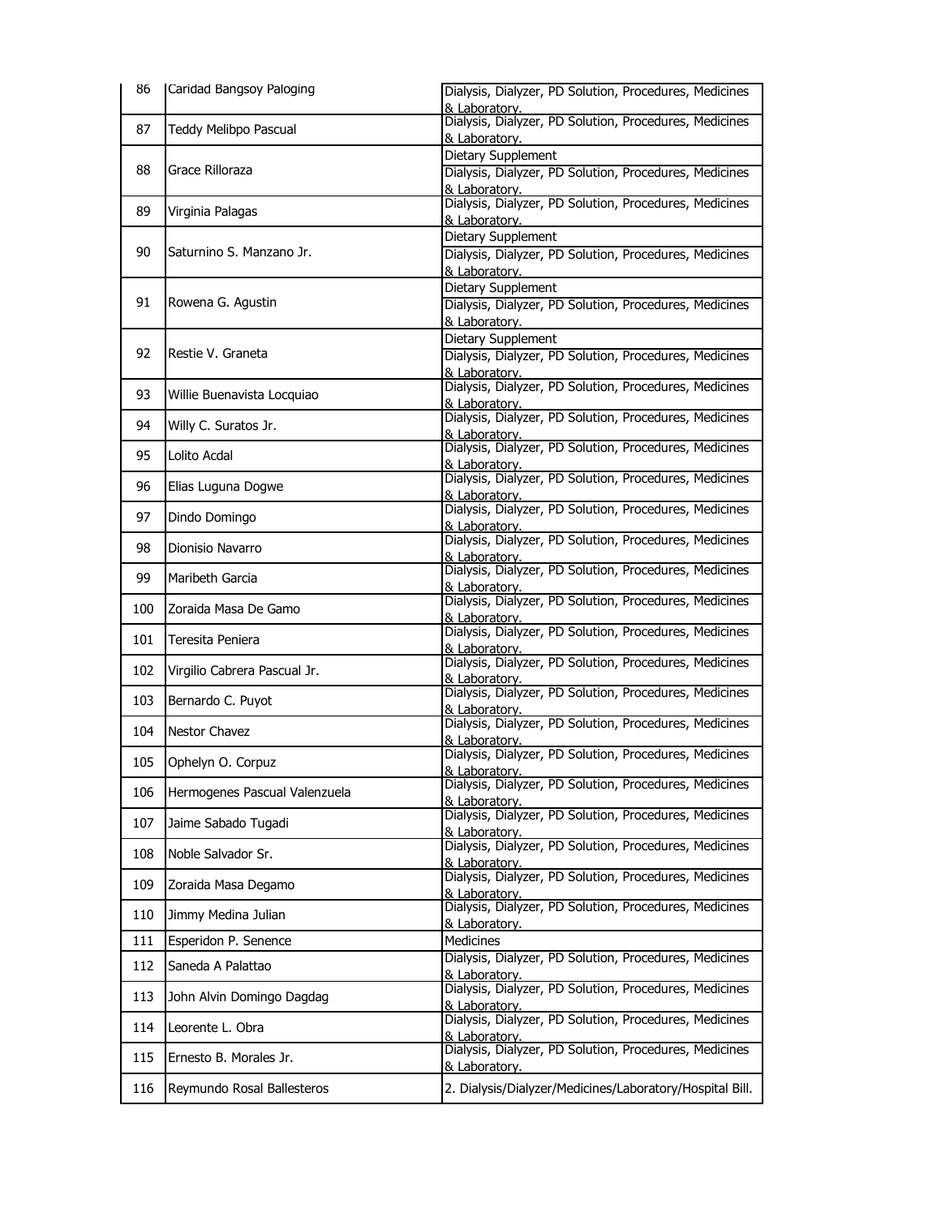| 86 | Caridad Bangsoy Paloging | Dialysis, Dialyzer, PD Solution, Procedures, Medicines & Laboratory. |
|---|---|---|
| 87 | Teddy Melibpo Pascual | Dialysis, Dialyzer, PD Solution, Procedures, Medicines & Laboratory. |
| 88 | Grace Rilloraza | Dietary Supplement |
| | | Dialysis, Dialyzer, PD Solution, Procedures, Medicines & Laboratory. |
| 89 | Virginia Palagas | Dialysis, Dialyzer, PD Solution, Procedures, Medicines & Laboratory. |
| 90 | Saturnino S. Manzano Jr. | Dietary Supplement |
| | | Dialysis, Dialyzer, PD Solution, Procedures, Medicines & Laboratory. |
| 91 | Rowena G. Agustin | Dietary Supplement |
| | | Dialysis, Dialyzer, PD Solution, Procedures, Medicines & Laboratory. |
| 92 | Restie V. Graneta | Dietary Supplement |
| | | Dialysis, Dialyzer, PD Solution, Procedures, Medicines & Laboratory. |
| 93 | Willie Buenavista Locquiao | Dialysis, Dialyzer, PD Solution, Procedures, Medicines & Laboratory. |
| 94 | Willy C. Suratos Jr. | Dialysis, Dialyzer, PD Solution, Procedures, Medicines & Laboratory. |
| 95 | Lolito Acdal | Dialysis, Dialyzer, PD Solution, Procedures, Medicines & Laboratory. |
| 96 | Elias Luguna Dogwe | Dialysis, Dialyzer, PD Solution, Procedures, Medicines & Laboratory. |
| 97 | Dindo Domingo | Dialysis, Dialyzer, PD Solution, Procedures, Medicines & Laboratory. |
| 98 | Dionisio Navarro | Dialysis, Dialyzer, PD Solution, Procedures, Medicines & Laboratory. |
| 99 | Maribeth Garcia | Dialysis, Dialyzer, PD Solution, Procedures, Medicines & Laboratory. |
| 100 | Zoraida Masa De Gamo | Dialysis, Dialyzer, PD Solution, Procedures, Medicines & Laboratory. |
| 101 | Teresita Peniera | Dialysis, Dialyzer, PD Solution, Procedures, Medicines & Laboratory. |
| 102 | Virgilio Cabrera Pascual Jr. | Dialysis, Dialyzer, PD Solution, Procedures, Medicines & Laboratory. |
| 103 | Bernardo C. Puyot | Dialysis, Dialyzer, PD Solution, Procedures, Medicines & Laboratory. |
| 104 | Nestor Chavez | Dialysis, Dialyzer, PD Solution, Procedures, Medicines & Laboratory. |
| 105 | Ophelyn O. Corpuz | Dialysis, Dialyzer, PD Solution, Procedures, Medicines & Laboratory. |
| 106 | Hermogenes Pascual Valenzuela | Dialysis, Dialyzer, PD Solution, Procedures, Medicines & Laboratory. |
| 107 | Jaime Sabado Tugadi | Dialysis, Dialyzer, PD Solution, Procedures, Medicines & Laboratory. |
| 108 | Noble Salvador Sr. | Dialysis, Dialyzer, PD Solution, Procedures, Medicines & Laboratory. |
| 109 | Zoraida Masa Degamo | Dialysis, Dialyzer, PD Solution, Procedures, Medicines & Laboratory. |
| 110 | Jimmy Medina Julian | Dialysis, Dialyzer, PD Solution, Procedures, Medicines & Laboratory. |
| 111 | Esperidon P. Senence | Medicines |
| 112 | Saneda A Palattao | Dialysis, Dialyzer, PD Solution, Procedures, Medicines & Laboratory. |
| 113 | John Alvin Domingo Dagdag | Dialysis, Dialyzer, PD Solution, Procedures, Medicines & Laboratory. |
| 114 | Leorente L. Obra | Dialysis, Dialyzer, PD Solution, Procedures, Medicines & Laboratory. |
| 115 | Ernesto B. Morales Jr. | Dialysis, Dialyzer, PD Solution, Procedures, Medicines & Laboratory. |
| 116 | Reymundo Rosal Ballesteros | 2. Dialysis/Dialyzer/Medicines/Laboratory/Hospital Bill. |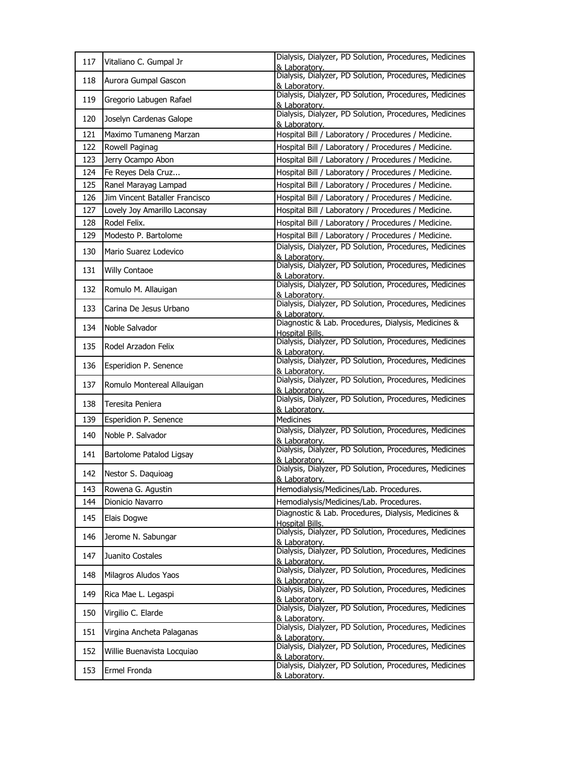| 117 | Vitaliano C. Gumpal Jr | Dialysis, Dialyzer, PD Solution, Procedures, Medicines & Laboratory. |
|---|---|---|
| 118 | Aurora Gumpal Gascon | Dialysis, Dialyzer, PD Solution, Procedures, Medicines & Laboratory. |
| 119 | Gregorio Labugen Rafael | Dialysis, Dialyzer, PD Solution, Procedures, Medicines & Laboratory. |
| 120 | Joselyn Cardenas Galope | Dialysis, Dialyzer, PD Solution, Procedures, Medicines & Laboratory. |
| 121 | Maximo Tumaneng Marzan | Hospital Bill / Laboratory / Procedures / Medicine. |
| 122 | Rowell Paginag | Hospital Bill / Laboratory / Procedures / Medicine. |
| 123 | Jerry Ocampo Abon | Hospital Bill / Laboratory / Procedures / Medicine. |
| 124 | Fe Reyes Dela Cruz... | Hospital Bill / Laboratory / Procedures / Medicine. |
| 125 | Ranel Marayag Lampad | Hospital Bill / Laboratory / Procedures / Medicine. |
| 126 | Jim Vincent Bataller Francisco | Hospital Bill / Laboratory / Procedures / Medicine. |
| 127 | Lovely Joy Amarillo Laconsay | Hospital Bill / Laboratory / Procedures / Medicine. |
| 128 | Rodel Felix. | Hospital Bill / Laboratory / Procedures / Medicine. |
| 129 | Modesto P. Bartolome | Hospital Bill / Laboratory / Procedures / Medicine. |
| 130 | Mario Suarez Lodevico | Dialysis, Dialyzer, PD Solution, Procedures, Medicines & Laboratory. |
| 131 | Willy Contaoe | Dialysis, Dialyzer, PD Solution, Procedures, Medicines & Laboratory. |
| 132 | Romulo M. Allauigan | Dialysis, Dialyzer, PD Solution, Procedures, Medicines & Laboratory. |
| 133 | Carina De Jesus Urbano | Dialysis, Dialyzer, PD Solution, Procedures, Medicines & Laboratory. |
| 134 | Noble Salvador | Diagnostic & Lab. Procedures, Dialysis, Medicines & Hospital Bills. |
| 135 | Rodel Arzadon Felix | Dialysis, Dialyzer, PD Solution, Procedures, Medicines & Laboratory. |
| 136 | Esperidion P. Senence | Dialysis, Dialyzer, PD Solution, Procedures, Medicines & Laboratory. |
| 137 | Romulo Montereal Allauigan | Dialysis, Dialyzer, PD Solution, Procedures, Medicines & Laboratory. |
| 138 | Teresita Peniera | Dialysis, Dialyzer, PD Solution, Procedures, Medicines & Laboratory. |
| 139 | Esperidion P. Senence | Medicines |
| 140 | Noble P. Salvador | Dialysis, Dialyzer, PD Solution, Procedures, Medicines & Laboratory. |
| 141 | Bartolome Patalod Ligsay | Dialysis, Dialyzer, PD Solution, Procedures, Medicines & Laboratory. |
| 142 | Nestor S. Daquioag | Dialysis, Dialyzer, PD Solution, Procedures, Medicines & Laboratory. |
| 143 | Rowena G. Agustin | Hemodialysis/Medicines/Lab. Procedures. |
| 144 | Dionicio Navarro | Hemodialysis/Medicines/Lab. Procedures. |
| 145 | Elais Dogwe | Diagnostic & Lab. Procedures, Dialysis, Medicines & Hospital Bills. |
| 146 | Jerome N. Sabungar | Dialysis, Dialyzer, PD Solution, Procedures, Medicines & Laboratory. |
| 147 | Juanito Costales | Dialysis, Dialyzer, PD Solution, Procedures, Medicines & Laboratory. |
| 148 | Milagros Aludos Yaos | Dialysis, Dialyzer, PD Solution, Procedures, Medicines & Laboratory. |
| 149 | Rica Mae L. Legaspi | Dialysis, Dialyzer, PD Solution, Procedures, Medicines & Laboratory. |
| 150 | Virgilio C. Elarde | Dialysis, Dialyzer, PD Solution, Procedures, Medicines & Laboratory. |
| 151 | Virgina Ancheta Palaganas | Dialysis, Dialyzer, PD Solution, Procedures, Medicines & Laboratory. |
| 152 | Willie Buenavista Locquiao | Dialysis, Dialyzer, PD Solution, Procedures, Medicines & Laboratory. |
| 153 | Ermel Fronda | Dialysis, Dialyzer, PD Solution, Procedures, Medicines & Laboratory. |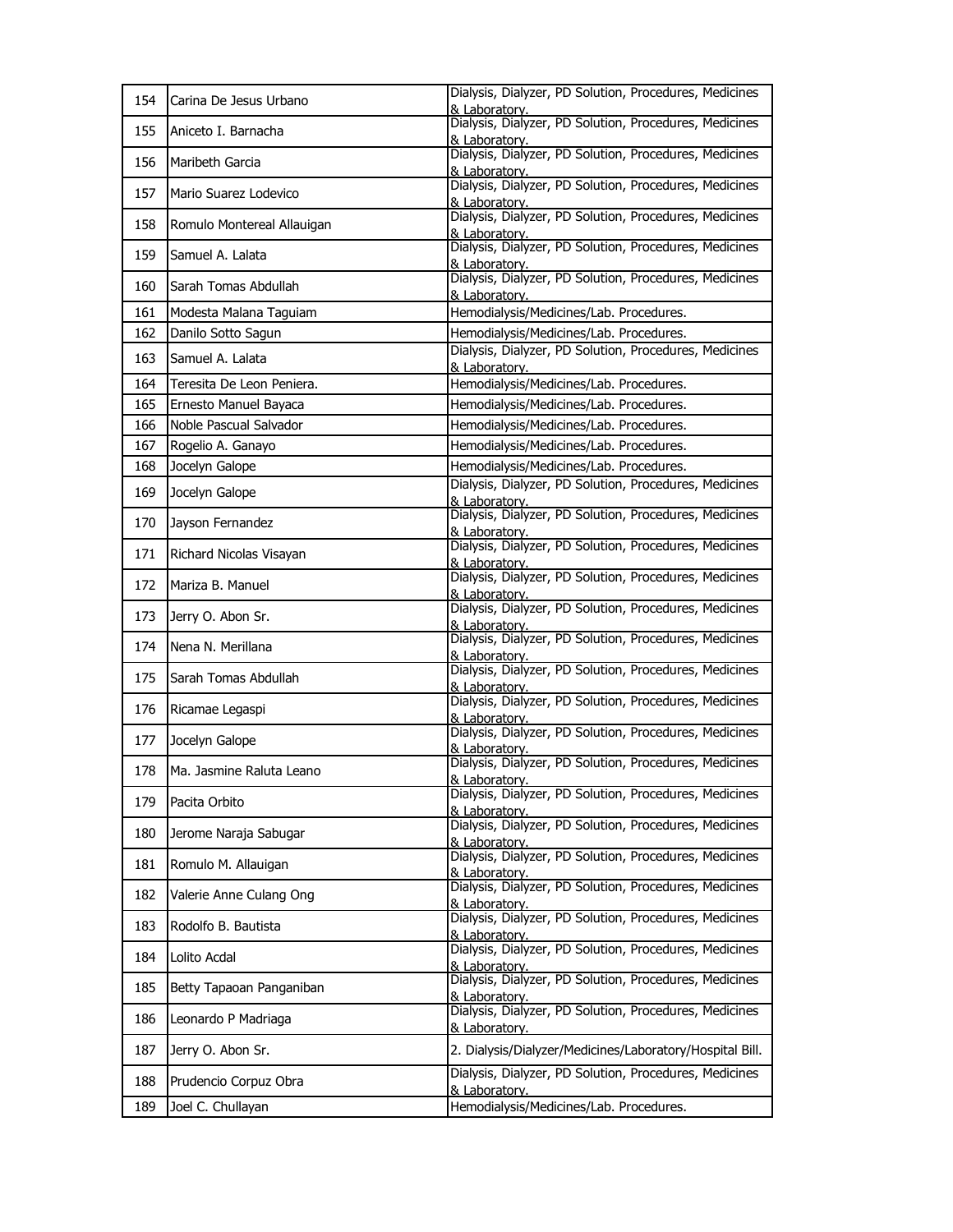| | | |
|---|---|---|
| 154 | Carina De Jesus Urbano | Dialysis, Dialyzer, PD Solution, Procedures, Medicines & Laboratory. |
| 155 | Aniceto I. Barnacha | Dialysis, Dialyzer, PD Solution, Procedures, Medicines & Laboratory. |
| 156 | Maribeth Garcia | Dialysis, Dialyzer, PD Solution, Procedures, Medicines & Laboratory. |
| 157 | Mario Suarez Lodevico | Dialysis, Dialyzer, PD Solution, Procedures, Medicines & Laboratory. |
| 158 | Romulo Montereal Allauigan | Dialysis, Dialyzer, PD Solution, Procedures, Medicines & Laboratory. |
| 159 | Samuel A. Lalata | Dialysis, Dialyzer, PD Solution, Procedures, Medicines & Laboratory. |
| 160 | Sarah Tomas Abdullah | Dialysis, Dialyzer, PD Solution, Procedures, Medicines & Laboratory. |
| 161 | Modesta Malana Taguiam | Hemodialysis/Medicines/Lab. Procedures. |
| 162 | Danilo Sotto Sagun | Hemodialysis/Medicines/Lab. Procedures. |
| 163 | Samuel A. Lalata | Dialysis, Dialyzer, PD Solution, Procedures, Medicines & Laboratory. |
| 164 | Teresita De Leon Peniera. | Hemodialysis/Medicines/Lab. Procedures. |
| 165 | Ernesto Manuel Bayaca | Hemodialysis/Medicines/Lab. Procedures. |
| 166 | Noble Pascual Salvador | Hemodialysis/Medicines/Lab. Procedures. |
| 167 | Rogelio A. Ganayo | Hemodialysis/Medicines/Lab. Procedures. |
| 168 | Jocelyn Galope | Hemodialysis/Medicines/Lab. Procedures. |
| 169 | Jocelyn Galope | Dialysis, Dialyzer, PD Solution, Procedures, Medicines & Laboratory. |
| 170 | Jayson Fernandez | Dialysis, Dialyzer, PD Solution, Procedures, Medicines & Laboratory. |
| 171 | Richard Nicolas Visayan | Dialysis, Dialyzer, PD Solution, Procedures, Medicines & Laboratory. |
| 172 | Mariza B. Manuel | Dialysis, Dialyzer, PD Solution, Procedures, Medicines & Laboratory. |
| 173 | Jerry O. Abon Sr. | Dialysis, Dialyzer, PD Solution, Procedures, Medicines & Laboratory. |
| 174 | Nena N. Merillana | Dialysis, Dialyzer, PD Solution, Procedures, Medicines & Laboratory. |
| 175 | Sarah Tomas Abdullah | Dialysis, Dialyzer, PD Solution, Procedures, Medicines & Laboratory. |
| 176 | Ricamae Legaspi | Dialysis, Dialyzer, PD Solution, Procedures, Medicines & Laboratory. |
| 177 | Jocelyn Galope | Dialysis, Dialyzer, PD Solution, Procedures, Medicines & Laboratory. |
| 178 | Ma. Jasmine Raluta Leano | Dialysis, Dialyzer, PD Solution, Procedures, Medicines & Laboratory. |
| 179 | Pacita Orbito | Dialysis, Dialyzer, PD Solution, Procedures, Medicines & Laboratory. |
| 180 | Jerome Naraja Sabugar | Dialysis, Dialyzer, PD Solution, Procedures, Medicines & Laboratory. |
| 181 | Romulo M. Allauigan | Dialysis, Dialyzer, PD Solution, Procedures, Medicines & Laboratory. |
| 182 | Valerie Anne Culang Ong | Dialysis, Dialyzer, PD Solution, Procedures, Medicines & Laboratory. |
| 183 | Rodolfo B. Bautista | Dialysis, Dialyzer, PD Solution, Procedures, Medicines & Laboratory. |
| 184 | Lolito Acdal | Dialysis, Dialyzer, PD Solution, Procedures, Medicines & Laboratory. |
| 185 | Betty Tapaoan Panganiban | Dialysis, Dialyzer, PD Solution, Procedures, Medicines & Laboratory. |
| 186 | Leonardo P Madriaga | Dialysis, Dialyzer, PD Solution, Procedures, Medicines & Laboratory. |
| 187 | Jerry O. Abon Sr. | 2. Dialysis/Dialyzer/Medicines/Laboratory/Hospital Bill. |
| 188 | Prudencio Corpuz Obra | Dialysis, Dialyzer, PD Solution, Procedures, Medicines & Laboratory. |
| 189 | Joel C. Chullayan | Hemodialysis/Medicines/Lab. Procedures. |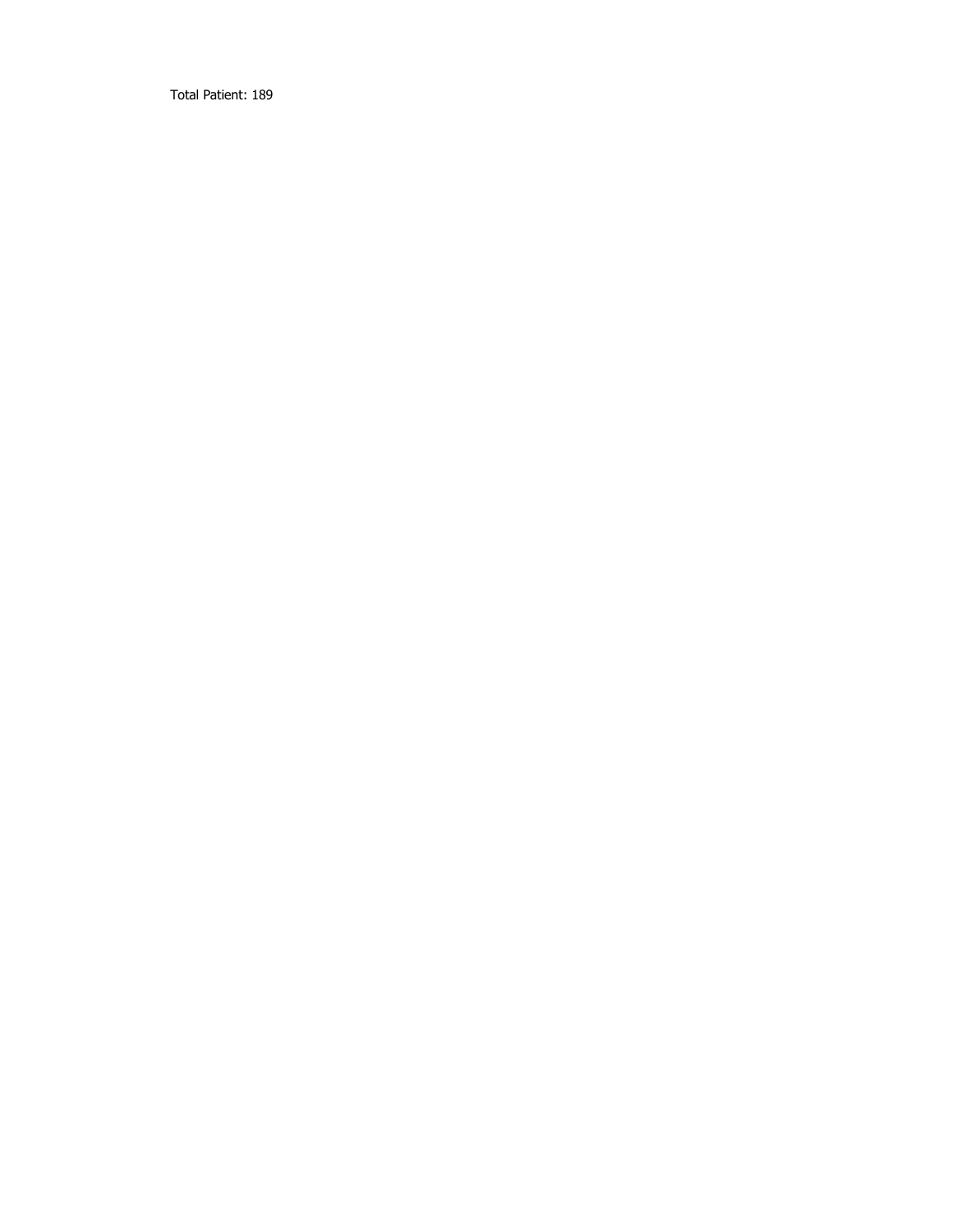Total Patient: 189